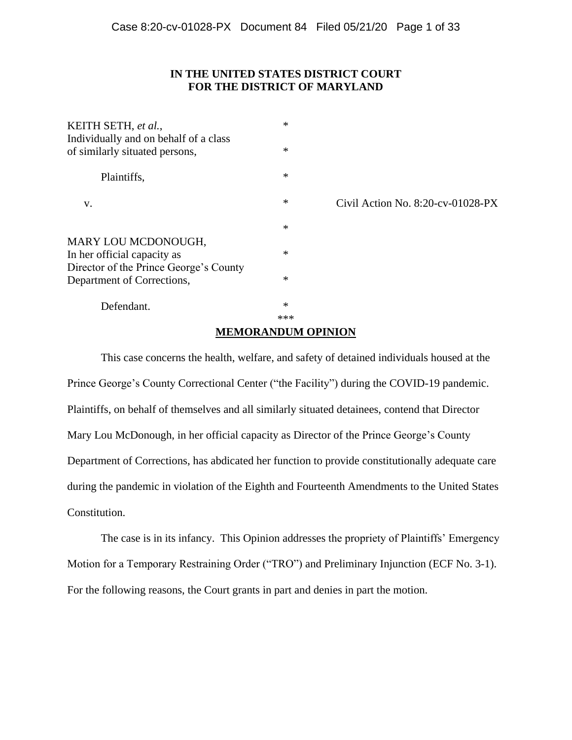**IN THE UNITED STATES DISTRICT COURT**
**FOR THE DISTRICT OF MARYLAND**

KEITH SETH, *et al.*,
Individually and on behalf of a class
of similarly situated persons,

Plaintiffs,

v. Civil Action No. 8:20-cv-01028-PX

MARY LOU MCDONOUGH,
In her official capacity as
Director of the Prince George's County
Department of Corrections,

Defendant.

***

## MEMORANDUM OPINION

This case concerns the health, welfare, and safety of detained individuals housed at the Prince George's County Correctional Center ("the Facility") during the COVID-19 pandemic. Plaintiffs, on behalf of themselves and all similarly situated detainees, contend that Director Mary Lou McDonough, in her official capacity as Director of the Prince George's County Department of Corrections, has abdicated her function to provide constitutionally adequate care during the pandemic in violation of the Eighth and Fourteenth Amendments to the United States Constitution.

The case is in its infancy. This Opinion addresses the propriety of Plaintiffs' Emergency Motion for a Temporary Restraining Order ("TRO") and Preliminary Injunction (ECF No. 3-1). For the following reasons, the Court grants in part and denies in part the motion.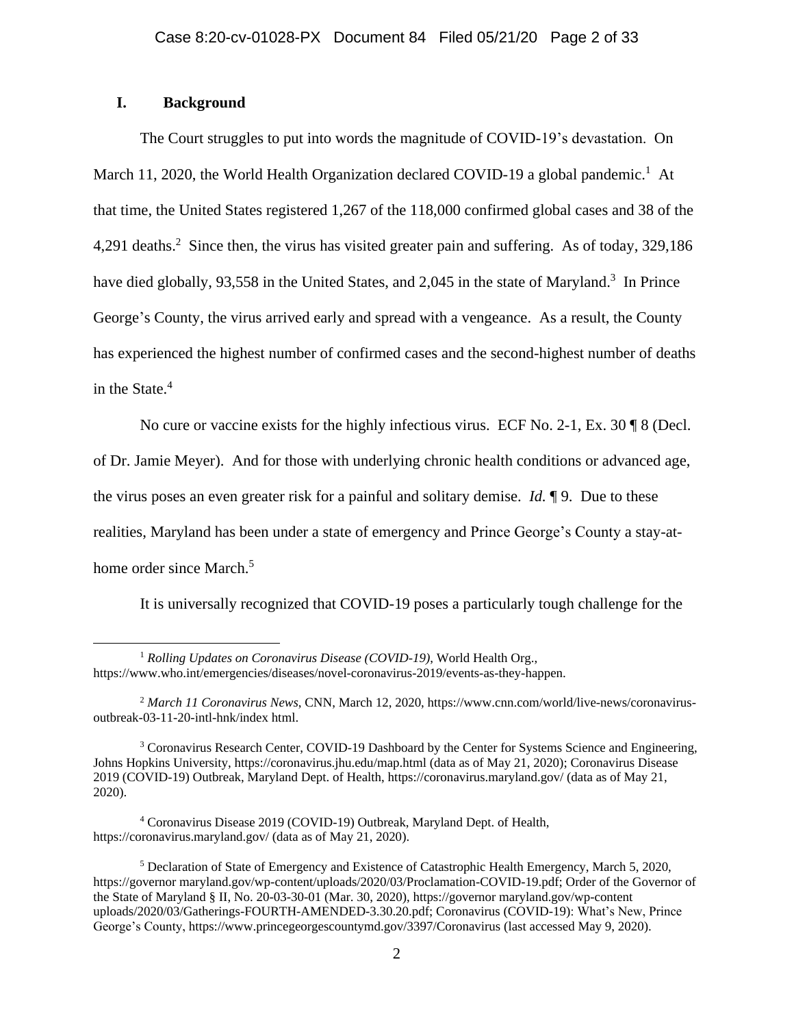## I. Background

The Court struggles to put into words the magnitude of COVID-19's devastation. On March 11, 2020, the World Health Organization declared COVID-19 a global pandemic.[1] At that time, the United States registered 1,267 of the 118,000 confirmed global cases and 38 of the 4,291 deaths.[2] Since then, the virus has visited greater pain and suffering. As of today, 329,186 have died globally, 93,558 in the United States, and 2,045 in the state of Maryland.[3] In Prince George's County, the virus arrived early and spread with a vengeance. As a result, the County has experienced the highest number of confirmed cases and the second-highest number of deaths in the State.[4]

No cure or vaccine exists for the highly infectious virus. ECF No. 2-1, Ex. 30 ¶ 8 (Decl. of Dr. Jamie Meyer). And for those with underlying chronic health conditions or advanced age, the virus poses an even greater risk for a painful and solitary demise. *Id.* ¶ 9. Due to these realities, Maryland has been under a state of emergency and Prince George's County a stay-at-home order since March.[5]

It is universally recognized that COVID-19 poses a particularly tough challenge for the

---

[1] *Rolling Updates on Coronavirus Disease (COVID-19)*, World Health Org., https://www.who.int/emergencies/diseases/novel-coronavirus-2019/events-as-they-happen.

[2] *March 11 Coronavirus News*, CNN, March 12, 2020, https://www.cnn.com/world/live-news/coronavirus-outbreak-03-11-20-intl-hnk/index html.

[3] Coronavirus Research Center, COVID-19 Dashboard by the Center for Systems Science and Engineering, Johns Hopkins University, https://coronavirus.jhu.edu/map.html (data as of May 21, 2020); Coronavirus Disease 2019 (COVID-19) Outbreak, Maryland Dept. of Health, https://coronavirus.maryland.gov/ (data as of May 21, 2020).

[4] Coronavirus Disease 2019 (COVID-19) Outbreak, Maryland Dept. of Health, https://coronavirus.maryland.gov/ (data as of May 21, 2020).

[5] Declaration of State of Emergency and Existence of Catastrophic Health Emergency, March 5, 2020, https://governor maryland.gov/wp-content/uploads/2020/03/Proclamation-COVID-19.pdf; Order of the Governor of the State of Maryland § II, No. 20-03-30-01 (Mar. 30, 2020), https://governor maryland.gov/wp-content uploads/2020/03/Gatherings-FOURTH-AMENDED-3.30.20.pdf; Coronavirus (COVID-19): What's New, Prince George's County, https://www.princegeorgescountymd.gov/3397/Coronavirus (last accessed May 9, 2020).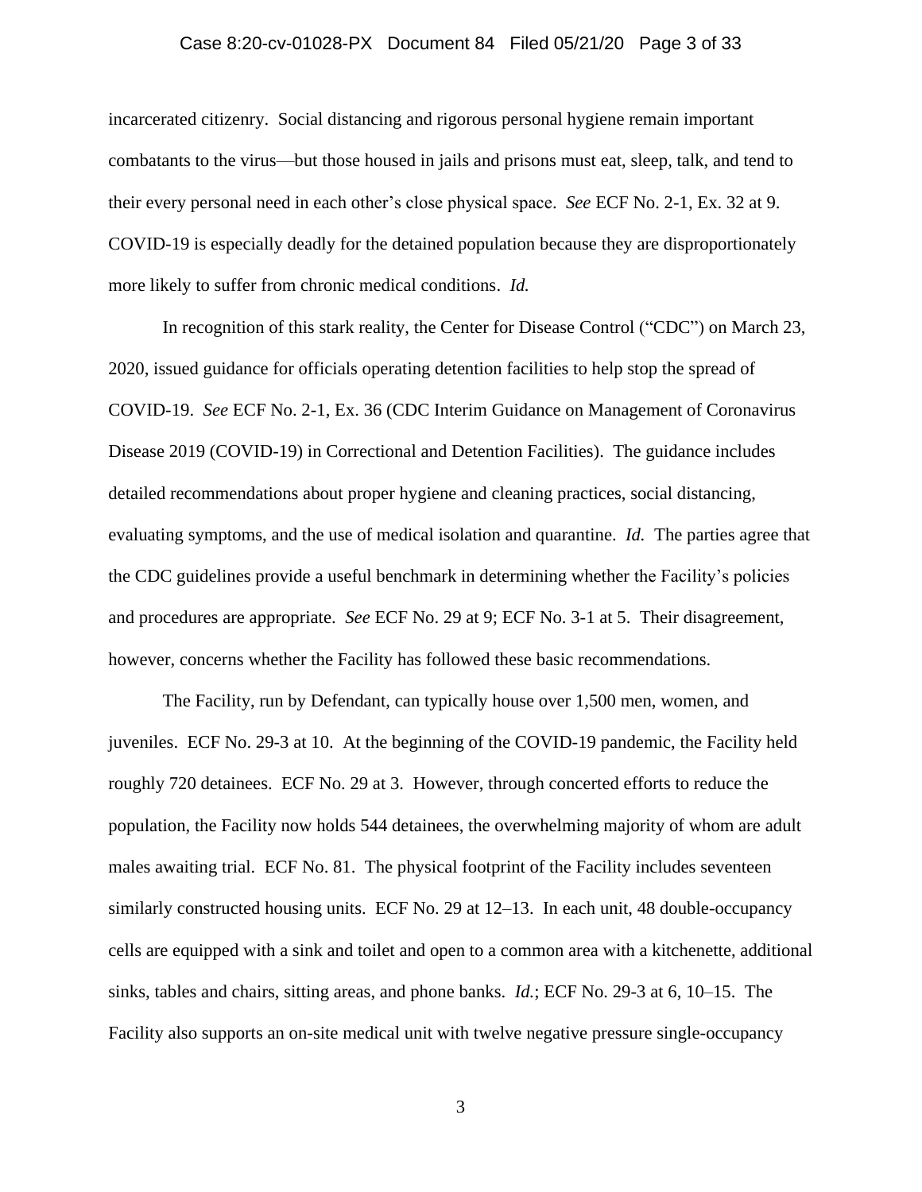incarcerated citizenry. Social distancing and rigorous personal hygiene remain important combatants to the virus—but those housed in jails and prisons must eat, sleep, talk, and tend to their every personal need in each other's close physical space. *See* ECF No. 2-1, Ex. 32 at 9. COVID-19 is especially deadly for the detained population because they are disproportionately more likely to suffer from chronic medical conditions. *Id.*

In recognition of this stark reality, the Center for Disease Control ("CDC") on March 23, 2020, issued guidance for officials operating detention facilities to help stop the spread of COVID-19. *See* ECF No. 2-1, Ex. 36 (CDC Interim Guidance on Management of Coronavirus Disease 2019 (COVID-19) in Correctional and Detention Facilities). The guidance includes detailed recommendations about proper hygiene and cleaning practices, social distancing, evaluating symptoms, and the use of medical isolation and quarantine. *Id.* The parties agree that the CDC guidelines provide a useful benchmark in determining whether the Facility's policies and procedures are appropriate. *See* ECF No. 29 at 9; ECF No. 3-1 at 5. Their disagreement, however, concerns whether the Facility has followed these basic recommendations.

The Facility, run by Defendant, can typically house over 1,500 men, women, and juveniles. ECF No. 29-3 at 10. At the beginning of the COVID-19 pandemic, the Facility held roughly 720 detainees. ECF No. 29 at 3. However, through concerted efforts to reduce the population, the Facility now holds 544 detainees, the overwhelming majority of whom are adult males awaiting trial. ECF No. 81. The physical footprint of the Facility includes seventeen similarly constructed housing units. ECF No. 29 at 12–13. In each unit, 48 double-occupancy cells are equipped with a sink and toilet and open to a common area with a kitchenette, additional sinks, tables and chairs, sitting areas, and phone banks. *Id.*; ECF No. 29-3 at 6, 10–15. The Facility also supports an on-site medical unit with twelve negative pressure single-occupancy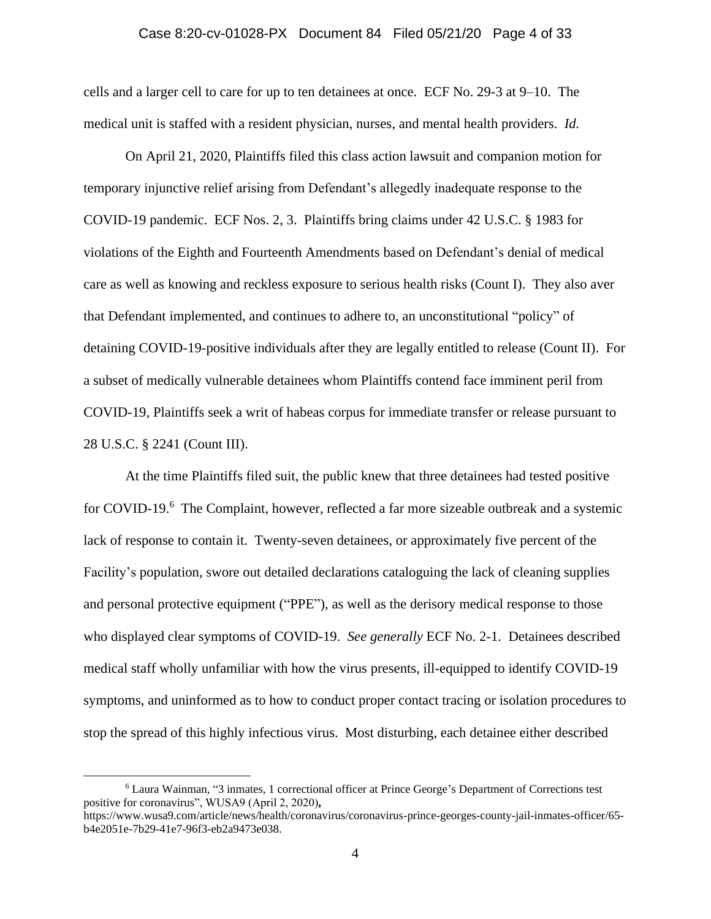cells and a larger cell to care for up to ten detainees at once. ECF No. 29-3 at 9–10. The medical unit is staffed with a resident physician, nurses, and mental health providers. *Id.*

On April 21, 2020, Plaintiffs filed this class action lawsuit and companion motion for temporary injunctive relief arising from Defendant's allegedly inadequate response to the COVID-19 pandemic. ECF Nos. 2, 3. Plaintiffs bring claims under 42 U.S.C. § 1983 for violations of the Eighth and Fourteenth Amendments based on Defendant's denial of medical care as well as knowing and reckless exposure to serious health risks (Count I). They also aver that Defendant implemented, and continues to adhere to, an unconstitutional "policy" of detaining COVID-19-positive individuals after they are legally entitled to release (Count II). For a subset of medically vulnerable detainees whom Plaintiffs contend face imminent peril from COVID-19, Plaintiffs seek a writ of habeas corpus for immediate transfer or release pursuant to 28 U.S.C. § 2241 (Count III).

At the time Plaintiffs filed suit, the public knew that three detainees had tested positive for COVID-19.[6] The Complaint, however, reflected a far more sizeable outbreak and a systemic lack of response to contain it. Twenty-seven detainees, or approximately five percent of the Facility's population, swore out detailed declarations cataloguing the lack of cleaning supplies and personal protective equipment ("PPE"), as well as the derisory medical response to those who displayed clear symptoms of COVID-19. *See generally* ECF No. 2-1. Detainees described medical staff wholly unfamiliar with how the virus presents, ill-equipped to identify COVID-19 symptoms, and uninformed as to how to conduct proper contact tracing or isolation procedures to stop the spread of this highly infectious virus. Most disturbing, each detainee either described

[6] Laura Wainman, "3 inmates, 1 correctional officer at Prince George's Department of Corrections test positive for coronavirus", WUSA9 (April 2, 2020), https://www.wusa9.com/article/news/health/coronavirus/coronavirus-prince-georges-county-jail-inmates-officer/65-b4e2051e-7b29-41e7-96f3-eb2a9473e038.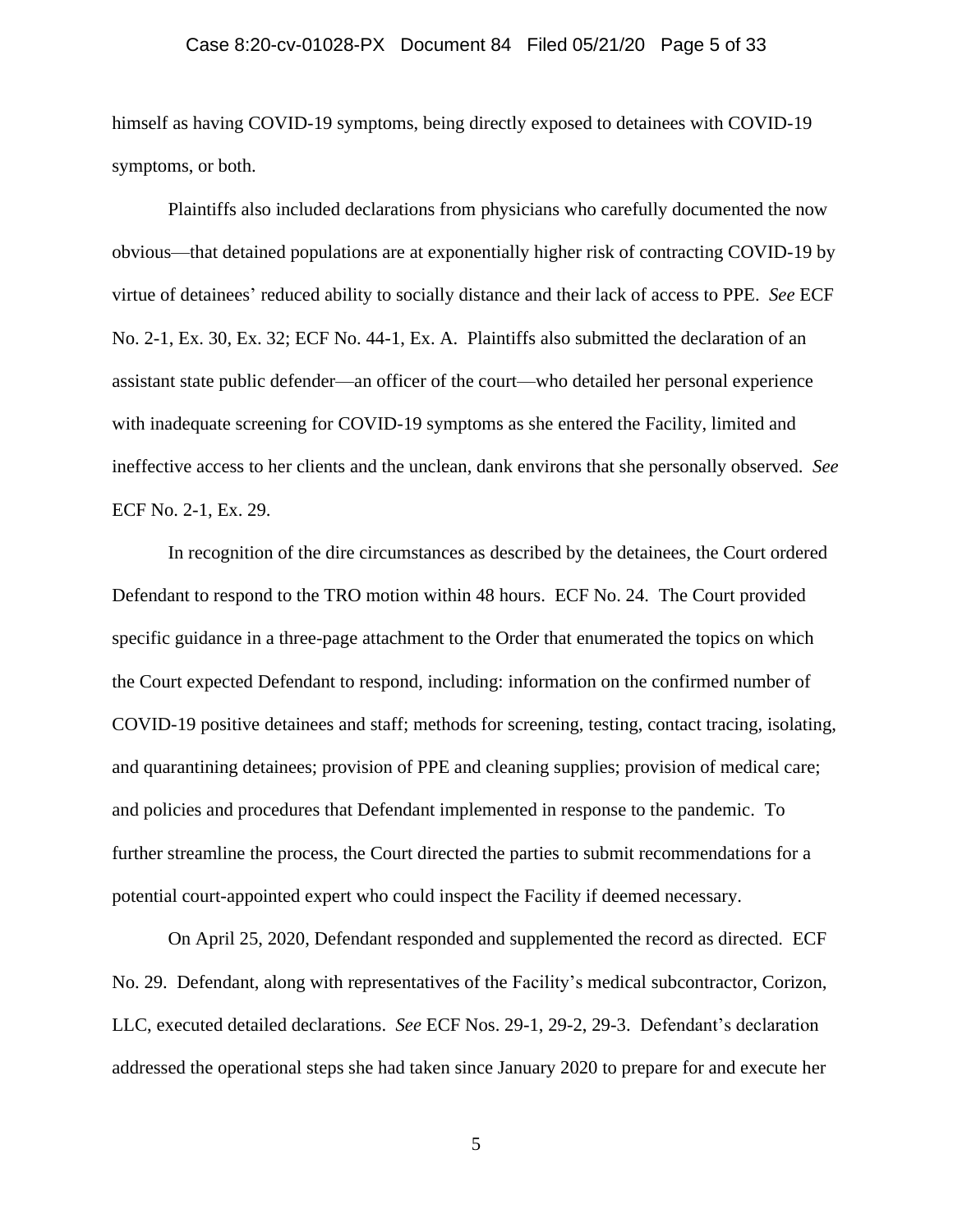himself as having COVID-19 symptoms, being directly exposed to detainees with COVID-19 symptoms, or both.

Plaintiffs also included declarations from physicians who carefully documented the now obvious—that detained populations are at exponentially higher risk of contracting COVID-19 by virtue of detainees' reduced ability to socially distance and their lack of access to PPE. *See* ECF No. 2-1, Ex. 30, Ex. 32; ECF No. 44-1, Ex. A. Plaintiffs also submitted the declaration of an assistant state public defender—an officer of the court—who detailed her personal experience with inadequate screening for COVID-19 symptoms as she entered the Facility, limited and ineffective access to her clients and the unclean, dank environs that she personally observed. *See* ECF No. 2-1, Ex. 29.

In recognition of the dire circumstances as described by the detainees, the Court ordered Defendant to respond to the TRO motion within 48 hours. ECF No. 24. The Court provided specific guidance in a three-page attachment to the Order that enumerated the topics on which the Court expected Defendant to respond, including: information on the confirmed number of COVID-19 positive detainees and staff; methods for screening, testing, contact tracing, isolating, and quarantining detainees; provision of PPE and cleaning supplies; provision of medical care; and policies and procedures that Defendant implemented in response to the pandemic. To further streamline the process, the Court directed the parties to submit recommendations for a potential court-appointed expert who could inspect the Facility if deemed necessary.

On April 25, 2020, Defendant responded and supplemented the record as directed. ECF No. 29. Defendant, along with representatives of the Facility's medical subcontractor, Corizon, LLC, executed detailed declarations. *See* ECF Nos. 29-1, 29-2, 29-3. Defendant's declaration addressed the operational steps she had taken since January 2020 to prepare for and execute her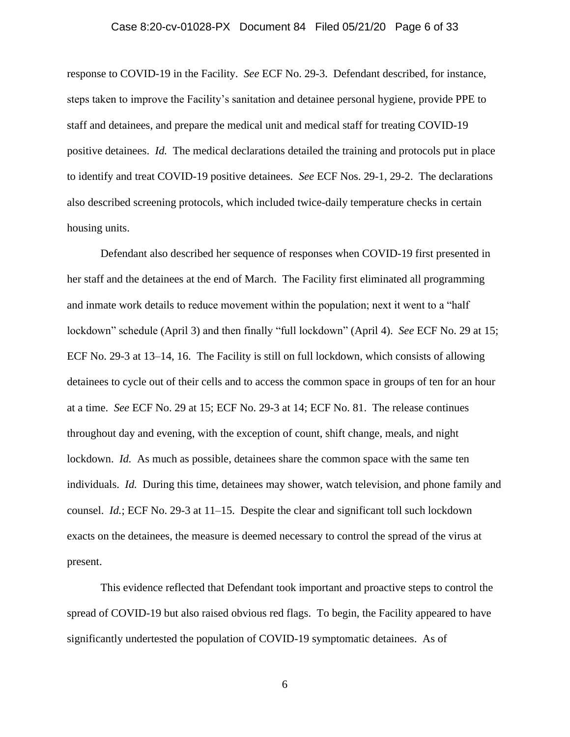response to COVID-19 in the Facility. *See* ECF No. 29-3. Defendant described, for instance, steps taken to improve the Facility's sanitation and detainee personal hygiene, provide PPE to staff and detainees, and prepare the medical unit and medical staff for treating COVID-19 positive detainees. *Id.* The medical declarations detailed the training and protocols put in place to identify and treat COVID-19 positive detainees. *See* ECF Nos. 29-1, 29-2. The declarations also described screening protocols, which included twice-daily temperature checks in certain housing units.

Defendant also described her sequence of responses when COVID-19 first presented in her staff and the detainees at the end of March. The Facility first eliminated all programming and inmate work details to reduce movement within the population; next it went to a "half lockdown" schedule (April 3) and then finally "full lockdown" (April 4). *See* ECF No. 29 at 15; ECF No. 29-3 at 13–14, 16. The Facility is still on full lockdown, which consists of allowing detainees to cycle out of their cells and to access the common space in groups of ten for an hour at a time. *See* ECF No. 29 at 15; ECF No. 29-3 at 14; ECF No. 81. The release continues throughout day and evening, with the exception of count, shift change, meals, and night lockdown. *Id.* As much as possible, detainees share the common space with the same ten individuals. *Id.* During this time, detainees may shower, watch television, and phone family and counsel. *Id.*; ECF No. 29-3 at 11–15. Despite the clear and significant toll such lockdown exacts on the detainees, the measure is deemed necessary to control the spread of the virus at present.

This evidence reflected that Defendant took important and proactive steps to control the spread of COVID-19 but also raised obvious red flags. To begin, the Facility appeared to have significantly undertested the population of COVID-19 symptomatic detainees. As of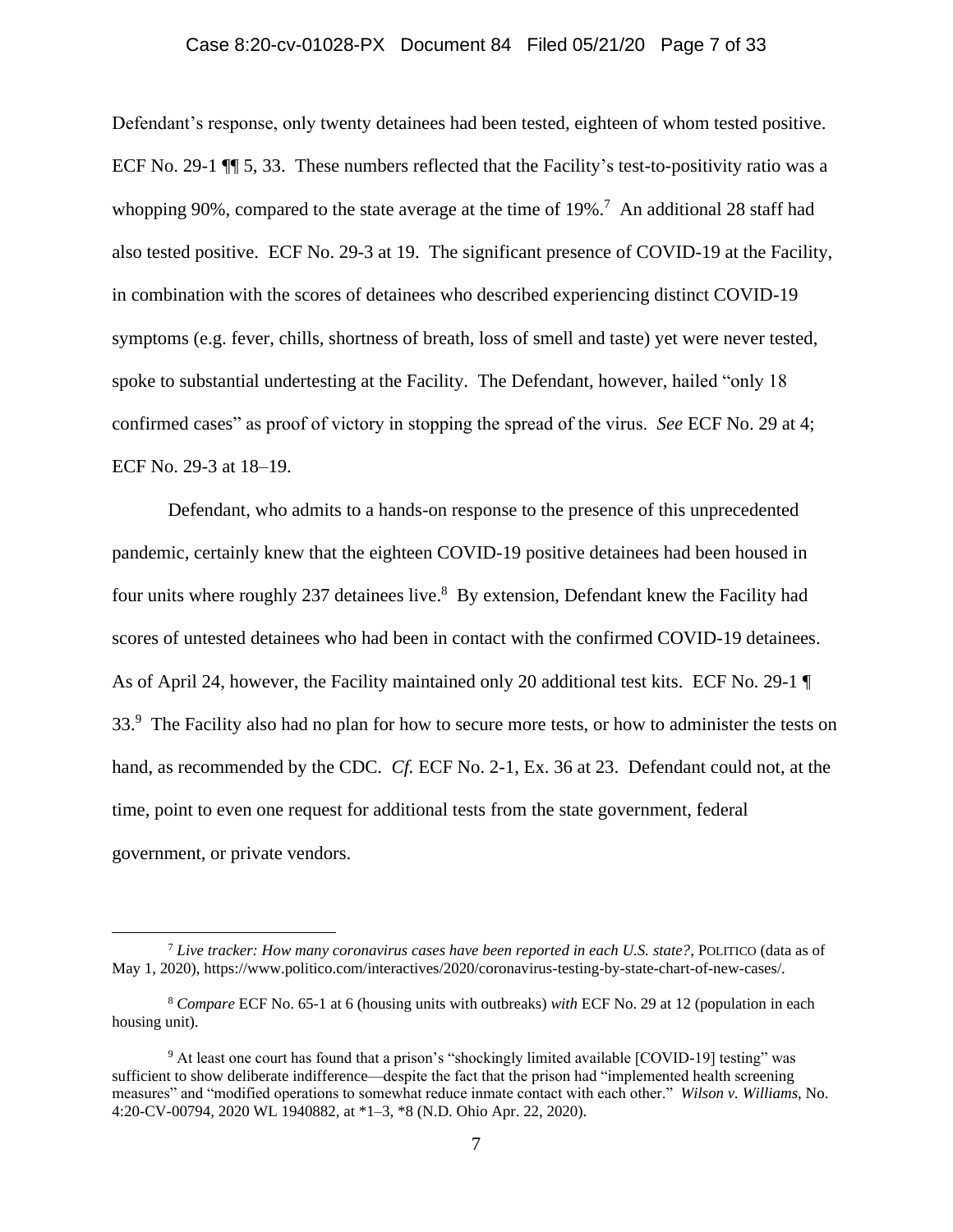Defendant's response, only twenty detainees had been tested, eighteen of whom tested positive. ECF No. 29-1 ¶¶ 5, 33. These numbers reflected that the Facility's test-to-positivity ratio was a whopping 90%, compared to the state average at the time of 19%.[7] An additional 28 staff had also tested positive. ECF No. 29-3 at 19. The significant presence of COVID-19 at the Facility, in combination with the scores of detainees who described experiencing distinct COVID-19 symptoms (e.g. fever, chills, shortness of breath, loss of smell and taste) yet were never tested, spoke to substantial undertesting at the Facility. The Defendant, however, hailed "only 18 confirmed cases" as proof of victory in stopping the spread of the virus. *See* ECF No. 29 at 4; ECF No. 29-3 at 18–19.

Defendant, who admits to a hands-on response to the presence of this unprecedented pandemic, certainly knew that the eighteen COVID-19 positive detainees had been housed in four units where roughly 237 detainees live.[8] By extension, Defendant knew the Facility had scores of untested detainees who had been in contact with the confirmed COVID-19 detainees. As of April 24, however, the Facility maintained only 20 additional test kits. ECF No. 29-1 ¶ 33.[9] The Facility also had no plan for how to secure more tests, or how to administer the tests on hand, as recommended by the CDC. *Cf.* ECF No. 2-1, Ex. 36 at 23. Defendant could not, at the time, point to even one request for additional tests from the state government, federal government, or private vendors.

---

[7] *Live tracker: How many coronavirus cases have been reported in each U.S. state?*, POLITICO (data as of May 1, 2020), https://www.politico.com/interactives/2020/coronavirus-testing-by-state-chart-of-new-cases/.

[8] *Compare* ECF No. 65-1 at 6 (housing units with outbreaks) *with* ECF No. 29 at 12 (population in each housing unit).

[9] At least one court has found that a prison's "shockingly limited available [COVID-19] testing" was sufficient to show deliberate indifference—despite the fact that the prison had "implemented health screening measures" and "modified operations to somewhat reduce inmate contact with each other." *Wilson v. Williams*, No. 4:20-CV-00794, 2020 WL 1940882, at *1–3, *8 (N.D. Ohio Apr. 22, 2020).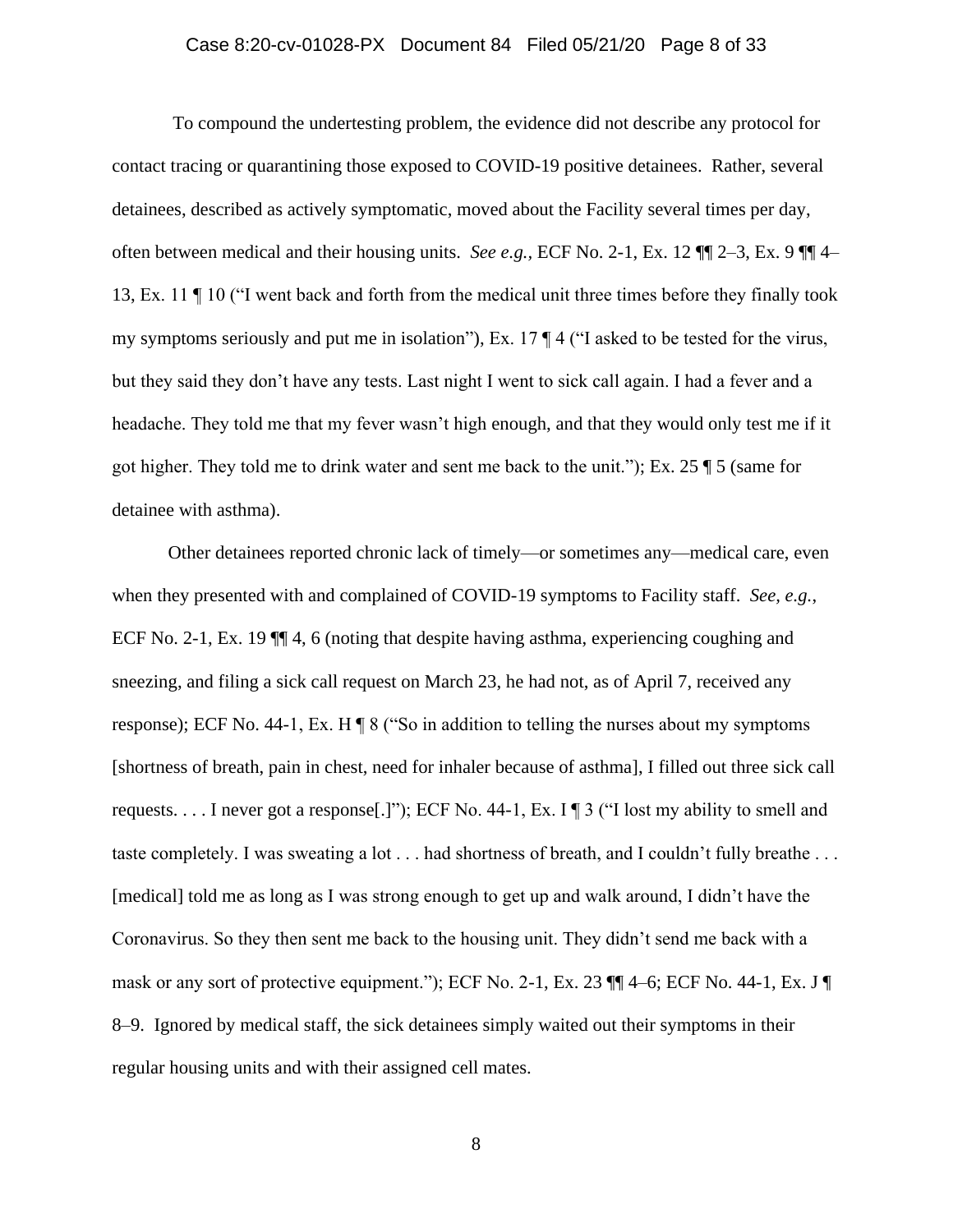To compound the undertesting problem, the evidence did not describe any protocol for contact tracing or quarantining those exposed to COVID-19 positive detainees. Rather, several detainees, described as actively symptomatic, moved about the Facility several times per day, often between medical and their housing units. *See e.g.*, ECF No. 2-1, Ex. 12 ¶¶ 2–3, Ex. 9 ¶¶ 4–13, Ex. 11 ¶ 10 ("I went back and forth from the medical unit three times before they finally took my symptoms seriously and put me in isolation"), Ex. 17 ¶ 4 ("I asked to be tested for the virus, but they said they don't have any tests. Last night I went to sick call again. I had a fever and a headache. They told me that my fever wasn't high enough, and that they would only test me if it got higher. They told me to drink water and sent me back to the unit."); Ex. 25 ¶ 5 (same for detainee with asthma).

Other detainees reported chronic lack of timely—or sometimes any—medical care, even when they presented with and complained of COVID-19 symptoms to Facility staff. *See, e.g.*, ECF No. 2-1, Ex. 19 ¶¶ 4, 6 (noting that despite having asthma, experiencing coughing and sneezing, and filing a sick call request on March 23, he had not, as of April 7, received any response); ECF No. 44-1, Ex. H ¶ 8 ("So in addition to telling the nurses about my symptoms [shortness of breath, pain in chest, need for inhaler because of asthma], I filled out three sick call requests. . . . I never got a response[.]"); ECF No. 44-1, Ex. I ¶ 3 ("I lost my ability to smell and taste completely. I was sweating a lot . . . had shortness of breath, and I couldn't fully breathe . . . [medical] told me as long as I was strong enough to get up and walk around, I didn't have the Coronavirus. So they then sent me back to the housing unit. They didn't send me back with a mask or any sort of protective equipment."); ECF No. 2-1, Ex. 23 ¶¶ 4–6; ECF No. 44-1, Ex. J ¶ 8–9. Ignored by medical staff, the sick detainees simply waited out their symptoms in their regular housing units and with their assigned cell mates.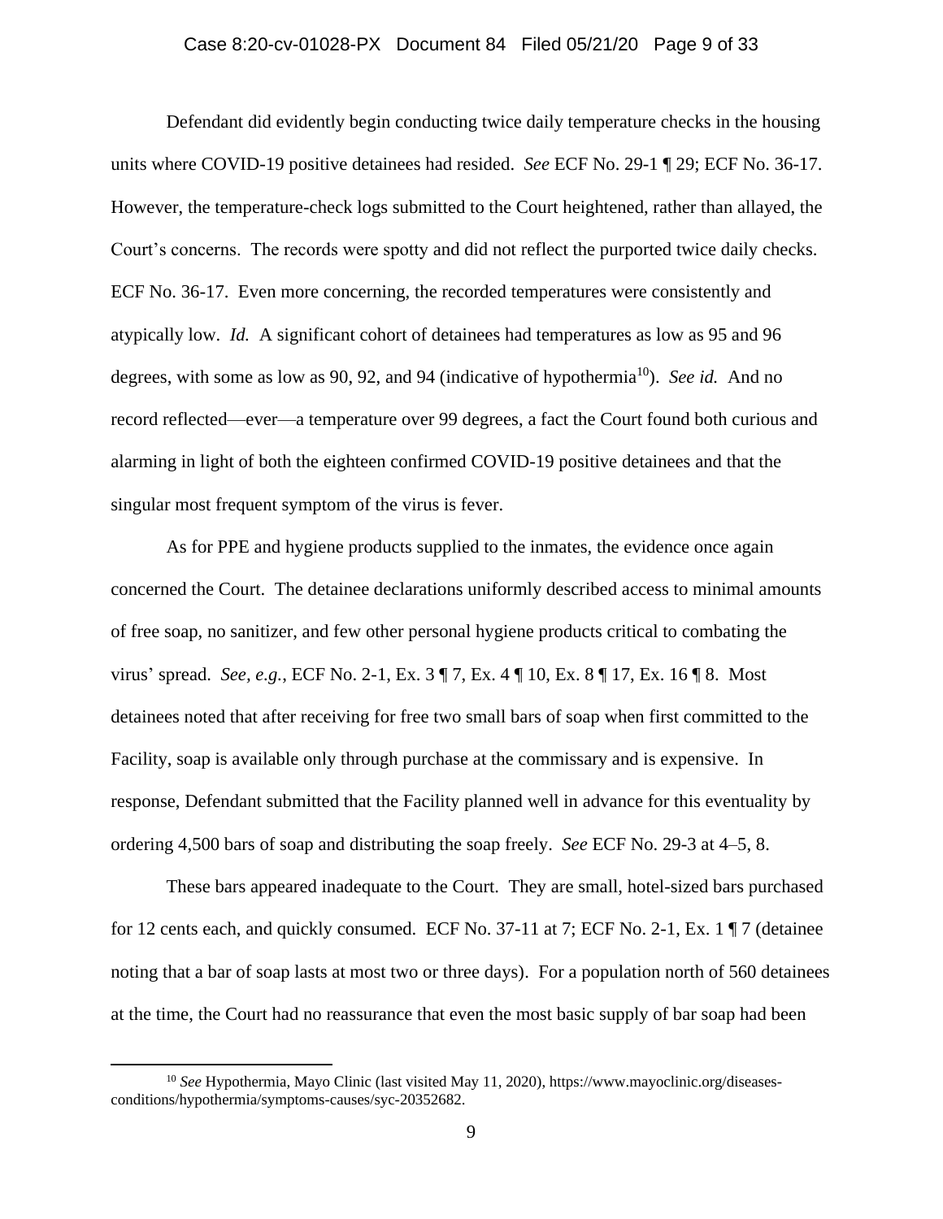Defendant did evidently begin conducting twice daily temperature checks in the housing units where COVID-19 positive detainees had resided. *See* ECF No. 29-1 ¶ 29; ECF No. 36-17. However, the temperature-check logs submitted to the Court heightened, rather than allayed, the Court's concerns. The records were spotty and did not reflect the purported twice daily checks. ECF No. 36-17. Even more concerning, the recorded temperatures were consistently and atypically low. *Id.* A significant cohort of detainees had temperatures as low as 95 and 96 degrees, with some as low as 90, 92, and 94 (indicative of hypothermia[10]). *See id.* And no record reflected—ever—a temperature over 99 degrees, a fact the Court found both curious and alarming in light of both the eighteen confirmed COVID-19 positive detainees and that the singular most frequent symptom of the virus is fever.

As for PPE and hygiene products supplied to the inmates, the evidence once again concerned the Court. The detainee declarations uniformly described access to minimal amounts of free soap, no sanitizer, and few other personal hygiene products critical to combating the virus' spread. *See, e.g.*, ECF No. 2-1, Ex. 3 ¶ 7, Ex. 4 ¶ 10, Ex. 8 ¶ 17, Ex. 16 ¶ 8. Most detainees noted that after receiving for free two small bars of soap when first committed to the Facility, soap is available only through purchase at the commissary and is expensive. In response, Defendant submitted that the Facility planned well in advance for this eventuality by ordering 4,500 bars of soap and distributing the soap freely. *See* ECF No. 29-3 at 4–5, 8.

These bars appeared inadequate to the Court. They are small, hotel-sized bars purchased for 12 cents each, and quickly consumed. ECF No. 37-11 at 7; ECF No. 2-1, Ex. 1 ¶ 7 (detainee noting that a bar of soap lasts at most two or three days). For a population north of 560 detainees at the time, the Court had no reassurance that even the most basic supply of bar soap had been

[10] *See* Hypothermia, Mayo Clinic (last visited May 11, 2020), https://www.mayoclinic.org/diseases-conditions/hypothermia/symptoms-causes/syc-20352682.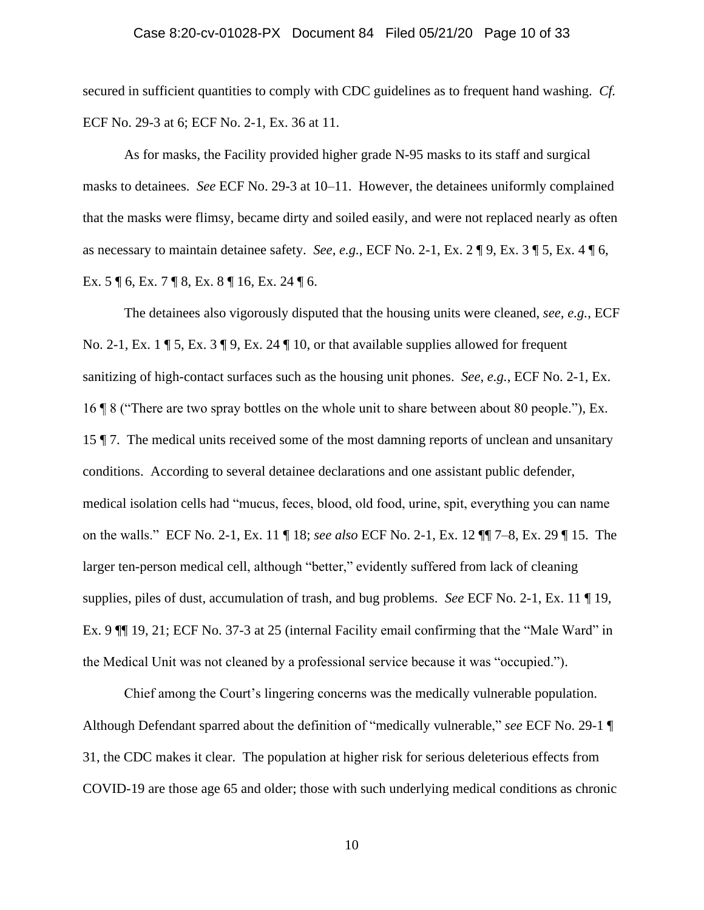secured in sufficient quantities to comply with CDC guidelines as to frequent hand washing. *Cf.* ECF No. 29-3 at 6; ECF No. 2-1, Ex. 36 at 11.

As for masks, the Facility provided higher grade N-95 masks to its staff and surgical masks to detainees. *See* ECF No. 29-3 at 10–11. However, the detainees uniformly complained that the masks were flimsy, became dirty and soiled easily, and were not replaced nearly as often as necessary to maintain detainee safety. *See, e.g.*, ECF No. 2-1, Ex. 2 ¶ 9, Ex. 3 ¶ 5, Ex. 4 ¶ 6, Ex. 5 ¶ 6, Ex. 7 ¶ 8, Ex. 8 ¶ 16, Ex. 24 ¶ 6.

The detainees also vigorously disputed that the housing units were cleaned, *see, e.g.*, ECF No. 2-1, Ex. 1 ¶ 5, Ex. 3 ¶ 9, Ex. 24 ¶ 10, or that available supplies allowed for frequent sanitizing of high-contact surfaces such as the housing unit phones. *See, e.g.*, ECF No. 2-1, Ex. 16 ¶ 8 ("There are two spray bottles on the whole unit to share between about 80 people."), Ex. 15 ¶ 7. The medical units received some of the most damning reports of unclean and unsanitary conditions. According to several detainee declarations and one assistant public defender, medical isolation cells had "mucus, feces, blood, old food, urine, spit, everything you can name on the walls." ECF No. 2-1, Ex. 11 ¶ 18; *see also* ECF No. 2-1, Ex. 12 ¶¶ 7–8, Ex. 29 ¶ 15. The larger ten-person medical cell, although "better," evidently suffered from lack of cleaning supplies, piles of dust, accumulation of trash, and bug problems. *See* ECF No. 2-1, Ex. 11 ¶ 19, Ex. 9 ¶¶ 19, 21; ECF No. 37-3 at 25 (internal Facility email confirming that the "Male Ward" in the Medical Unit was not cleaned by a professional service because it was "occupied.").

Chief among the Court's lingering concerns was the medically vulnerable population. Although Defendant sparred about the definition of "medically vulnerable," *see* ECF No. 29-1 ¶ 31, the CDC makes it clear. The population at higher risk for serious deleterious effects from COVID-19 are those age 65 and older; those with such underlying medical conditions as chronic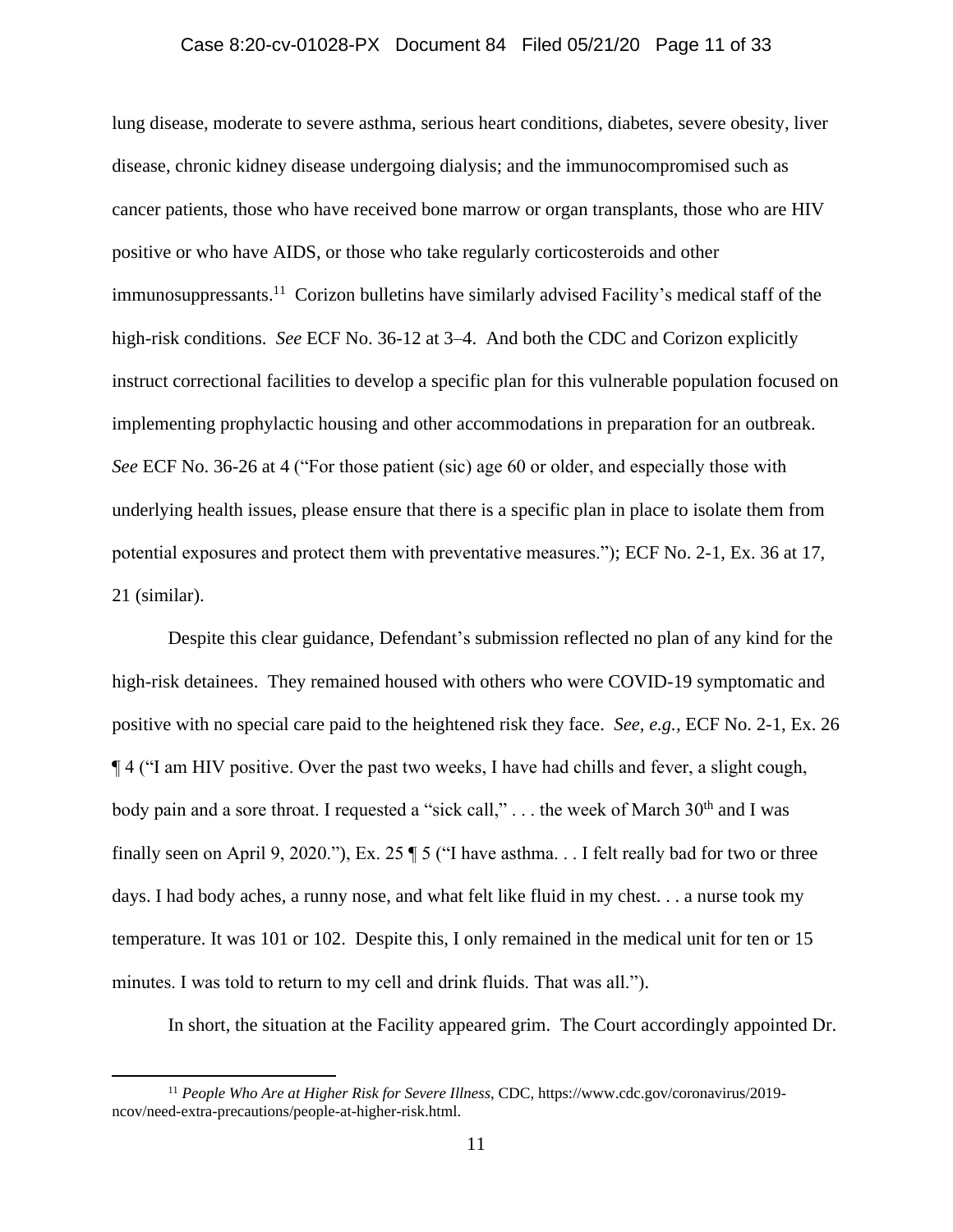lung disease, moderate to severe asthma, serious heart conditions, diabetes, severe obesity, liver disease, chronic kidney disease undergoing dialysis; and the immunocompromised such as cancer patients, those who have received bone marrow or organ transplants, those who are HIV positive or who have AIDS, or those who take regularly corticosteroids and other immunosuppressants.[11] Corizon bulletins have similarly advised Facility's medical staff of the high-risk conditions. *See* ECF No. 36-12 at 3–4. And both the CDC and Corizon explicitly instruct correctional facilities to develop a specific plan for this vulnerable population focused on implementing prophylactic housing and other accommodations in preparation for an outbreak. *See* ECF No. 36-26 at 4 ("For those patient (sic) age 60 or older, and especially those with underlying health issues, please ensure that there is a specific plan in place to isolate them from potential exposures and protect them with preventative measures."); ECF No. 2-1, Ex. 36 at 17, 21 (similar).

Despite this clear guidance, Defendant's submission reflected no plan of any kind for the high-risk detainees. They remained housed with others who were COVID-19 symptomatic and positive with no special care paid to the heightened risk they face. *See, e.g.*, ECF No. 2-1, Ex. 26 ¶ 4 ("I am HIV positive. Over the past two weeks, I have had chills and fever, a slight cough, body pain and a sore throat. I requested a "sick call," . . . the week of March 30th and I was finally seen on April 9, 2020."), Ex. 25 ¶ 5 ("I have asthma. . . I felt really bad for two or three days. I had body aches, a runny nose, and what felt like fluid in my chest. . . a nurse took my temperature. It was 101 or 102. Despite this, I only remained in the medical unit for ten or 15 minutes. I was told to return to my cell and drink fluids. That was all.").

In short, the situation at the Facility appeared grim. The Court accordingly appointed Dr.

---

[11] *People Who Are at Higher Risk for Severe Illness*, CDC, https://www.cdc.gov/coronavirus/2019-ncov/need-extra-precautions/people-at-higher-risk.html.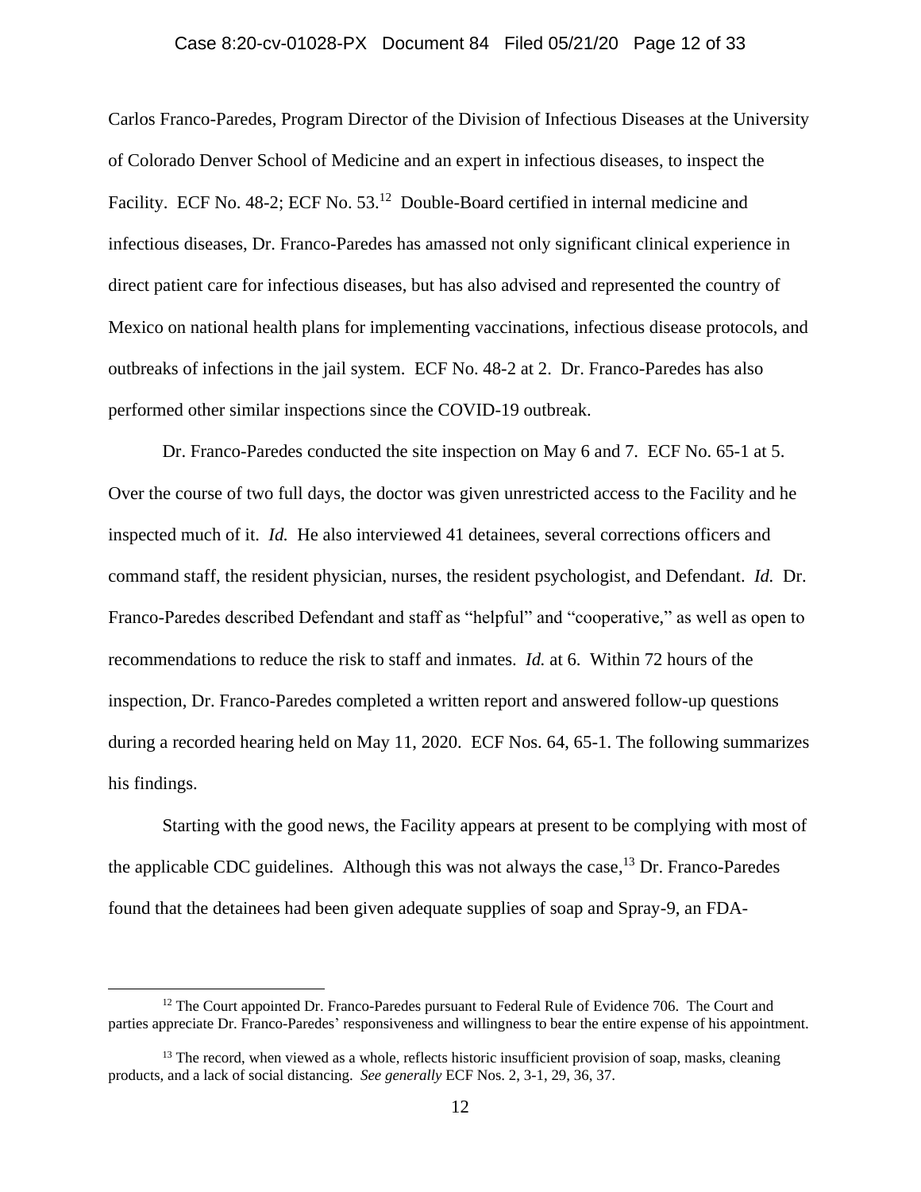Carlos Franco-Paredes, Program Director of the Division of Infectious Diseases at the University of Colorado Denver School of Medicine and an expert in infectious diseases, to inspect the Facility. ECF No. 48-2; ECF No. 53.[12] Double-Board certified in internal medicine and infectious diseases, Dr. Franco-Paredes has amassed not only significant clinical experience in direct patient care for infectious diseases, but has also advised and represented the country of Mexico on national health plans for implementing vaccinations, infectious disease protocols, and outbreaks of infections in the jail system. ECF No. 48-2 at 2. Dr. Franco-Paredes has also performed other similar inspections since the COVID-19 outbreak.

Dr. Franco-Paredes conducted the site inspection on May 6 and 7. ECF No. 65-1 at 5. Over the course of two full days, the doctor was given unrestricted access to the Facility and he inspected much of it. *Id.* He also interviewed 41 detainees, several corrections officers and command staff, the resident physician, nurses, the resident psychologist, and Defendant. *Id.* Dr. Franco-Paredes described Defendant and staff as "helpful" and "cooperative," as well as open to recommendations to reduce the risk to staff and inmates. *Id.* at 6. Within 72 hours of the inspection, Dr. Franco-Paredes completed a written report and answered follow-up questions during a recorded hearing held on May 11, 2020. ECF Nos. 64, 65-1. The following summarizes his findings.

Starting with the good news, the Facility appears at present to be complying with most of the applicable CDC guidelines. Although this was not always the case,[13] Dr. Franco-Paredes found that the detainees had been given adequate supplies of soap and Spray-9, an FDA-

[12] The Court appointed Dr. Franco-Paredes pursuant to Federal Rule of Evidence 706. The Court and parties appreciate Dr. Franco-Paredes' responsiveness and willingness to bear the entire expense of his appointment.

[13] The record, when viewed as a whole, reflects historic insufficient provision of soap, masks, cleaning products, and a lack of social distancing. *See generally* ECF Nos. 2, 3-1, 29, 36, 37.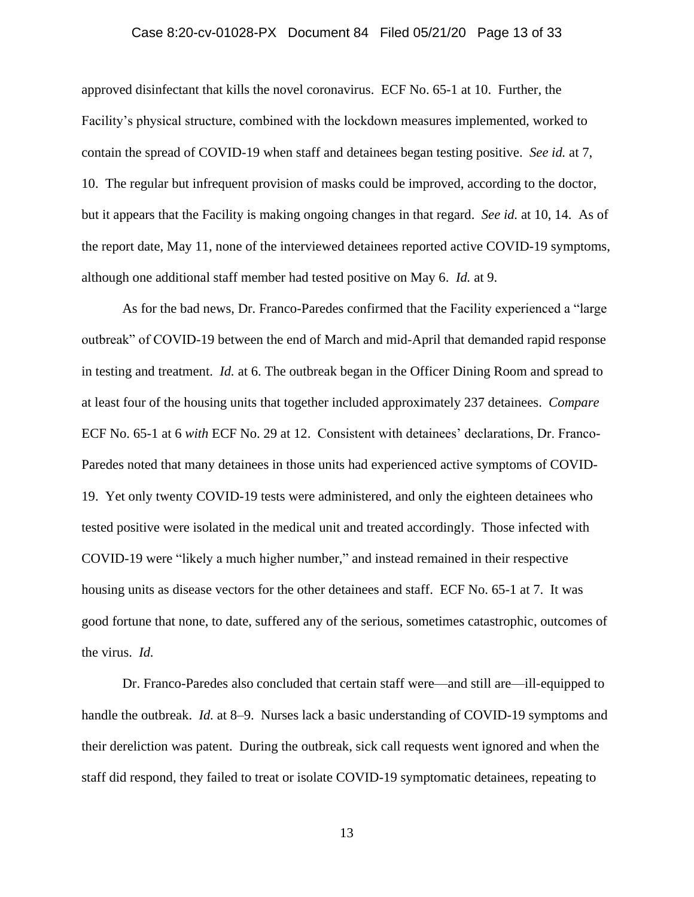approved disinfectant that kills the novel coronavirus. ECF No. 65-1 at 10. Further, the Facility's physical structure, combined with the lockdown measures implemented, worked to contain the spread of COVID-19 when staff and detainees began testing positive. *See id.* at 7, 10. The regular but infrequent provision of masks could be improved, according to the doctor, but it appears that the Facility is making ongoing changes in that regard. *See id.* at 10, 14. As of the report date, May 11, none of the interviewed detainees reported active COVID-19 symptoms, although one additional staff member had tested positive on May 6. *Id.* at 9.

As for the bad news, Dr. Franco-Paredes confirmed that the Facility experienced a "large outbreak" of COVID-19 between the end of March and mid-April that demanded rapid response in testing and treatment. *Id.* at 6. The outbreak began in the Officer Dining Room and spread to at least four of the housing units that together included approximately 237 detainees. *Compare* ECF No. 65-1 at 6 *with* ECF No. 29 at 12. Consistent with detainees' declarations, Dr. Franco-Paredes noted that many detainees in those units had experienced active symptoms of COVID-19. Yet only twenty COVID-19 tests were administered, and only the eighteen detainees who tested positive were isolated in the medical unit and treated accordingly. Those infected with COVID-19 were "likely a much higher number," and instead remained in their respective housing units as disease vectors for the other detainees and staff. ECF No. 65-1 at 7. It was good fortune that none, to date, suffered any of the serious, sometimes catastrophic, outcomes of the virus. *Id.*

Dr. Franco-Paredes also concluded that certain staff were—and still are—ill-equipped to handle the outbreak. *Id.* at 8–9. Nurses lack a basic understanding of COVID-19 symptoms and their dereliction was patent. During the outbreak, sick call requests went ignored and when the staff did respond, they failed to treat or isolate COVID-19 symptomatic detainees, repeating to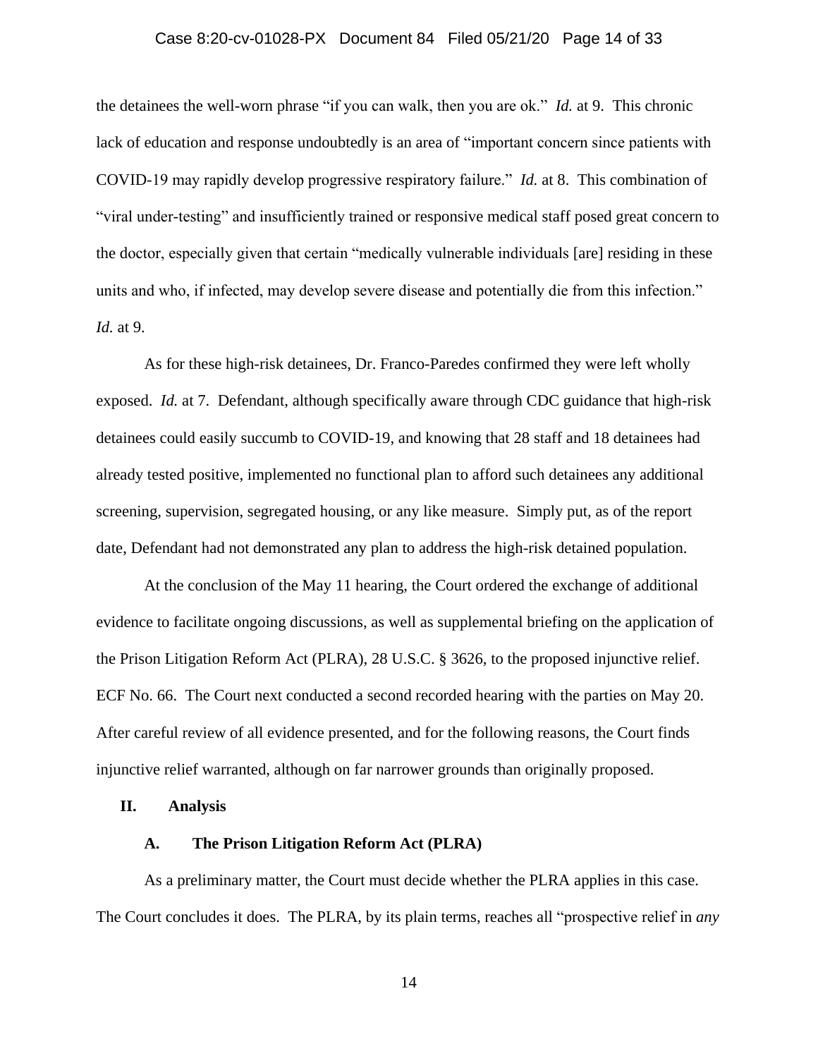the detainees the well-worn phrase "if you can walk, then you are ok." *Id.* at 9. This chronic lack of education and response undoubtedly is an area of "important concern since patients with COVID-19 may rapidly develop progressive respiratory failure." *Id.* at 8. This combination of "viral under-testing" and insufficiently trained or responsive medical staff posed great concern to the doctor, especially given that certain "medically vulnerable individuals [are] residing in these units and who, if infected, may develop severe disease and potentially die from this infection." *Id.* at 9.

As for these high-risk detainees, Dr. Franco-Paredes confirmed they were left wholly exposed. *Id.* at 7. Defendant, although specifically aware through CDC guidance that high-risk detainees could easily succumb to COVID-19, and knowing that 28 staff and 18 detainees had already tested positive, implemented no functional plan to afford such detainees any additional screening, supervision, segregated housing, or any like measure. Simply put, as of the report date, Defendant had not demonstrated any plan to address the high-risk detained population.

At the conclusion of the May 11 hearing, the Court ordered the exchange of additional evidence to facilitate ongoing discussions, as well as supplemental briefing on the application of the Prison Litigation Reform Act (PLRA), 28 U.S.C. § 3626, to the proposed injunctive relief. ECF No. 66. The Court next conducted a second recorded hearing with the parties on May 20. After careful review of all evidence presented, and for the following reasons, the Court finds injunctive relief warranted, although on far narrower grounds than originally proposed.

## II. Analysis

### A. The Prison Litigation Reform Act (PLRA)

As a preliminary matter, the Court must decide whether the PLRA applies in this case. The Court concludes it does. The PLRA, by its plain terms, reaches all "prospective relief in *any*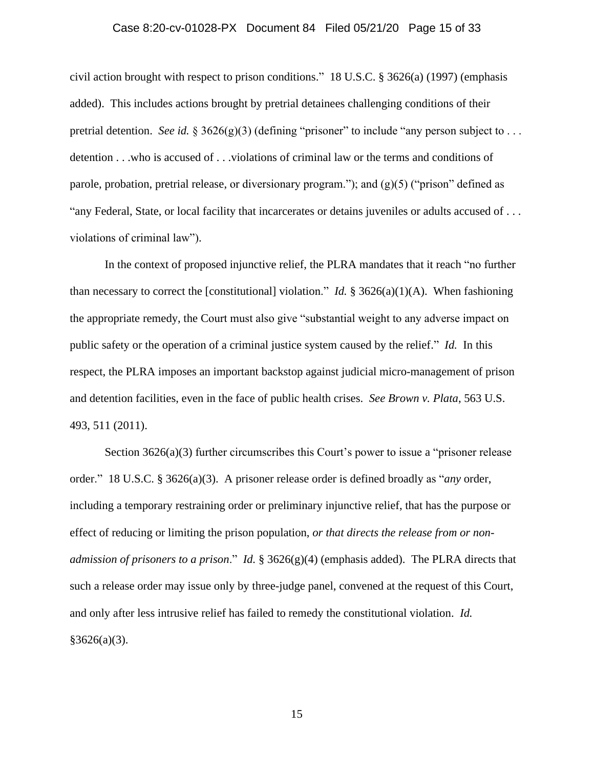civil action brought with respect to prison conditions." 18 U.S.C. § 3626(a) (1997) (emphasis added). This includes actions brought by pretrial detainees challenging conditions of their pretrial detention. *See id.* § 3626(g)(3) (defining "prisoner" to include "any person subject to . . . detention . . .who is accused of . . .violations of criminal law or the terms and conditions of parole, probation, pretrial release, or diversionary program."); and (g)(5) ("prison" defined as "any Federal, State, or local facility that incarcerates or detains juveniles or adults accused of . . . violations of criminal law").

In the context of proposed injunctive relief, the PLRA mandates that it reach "no further than necessary to correct the [constitutional] violation." *Id.* § 3626(a)(1)(A). When fashioning the appropriate remedy, the Court must also give "substantial weight to any adverse impact on public safety or the operation of a criminal justice system caused by the relief." *Id.* In this respect, the PLRA imposes an important backstop against judicial micro-management of prison and detention facilities, even in the face of public health crises. *See Brown v. Plata*, 563 U.S. 493, 511 (2011).

Section 3626(a)(3) further circumscribes this Court's power to issue a "prisoner release order." 18 U.S.C. § 3626(a)(3). A prisoner release order is defined broadly as "*any* order, including a temporary restraining order or preliminary injunctive relief, that has the purpose or effect of reducing or limiting the prison population, *or that directs the release from or non-admission of prisoners to a prison*." *Id.* § 3626(g)(4) (emphasis added). The PLRA directs that such a release order may issue only by three-judge panel, convened at the request of this Court, and only after less intrusive relief has failed to remedy the constitutional violation. *Id.* §3626(a)(3).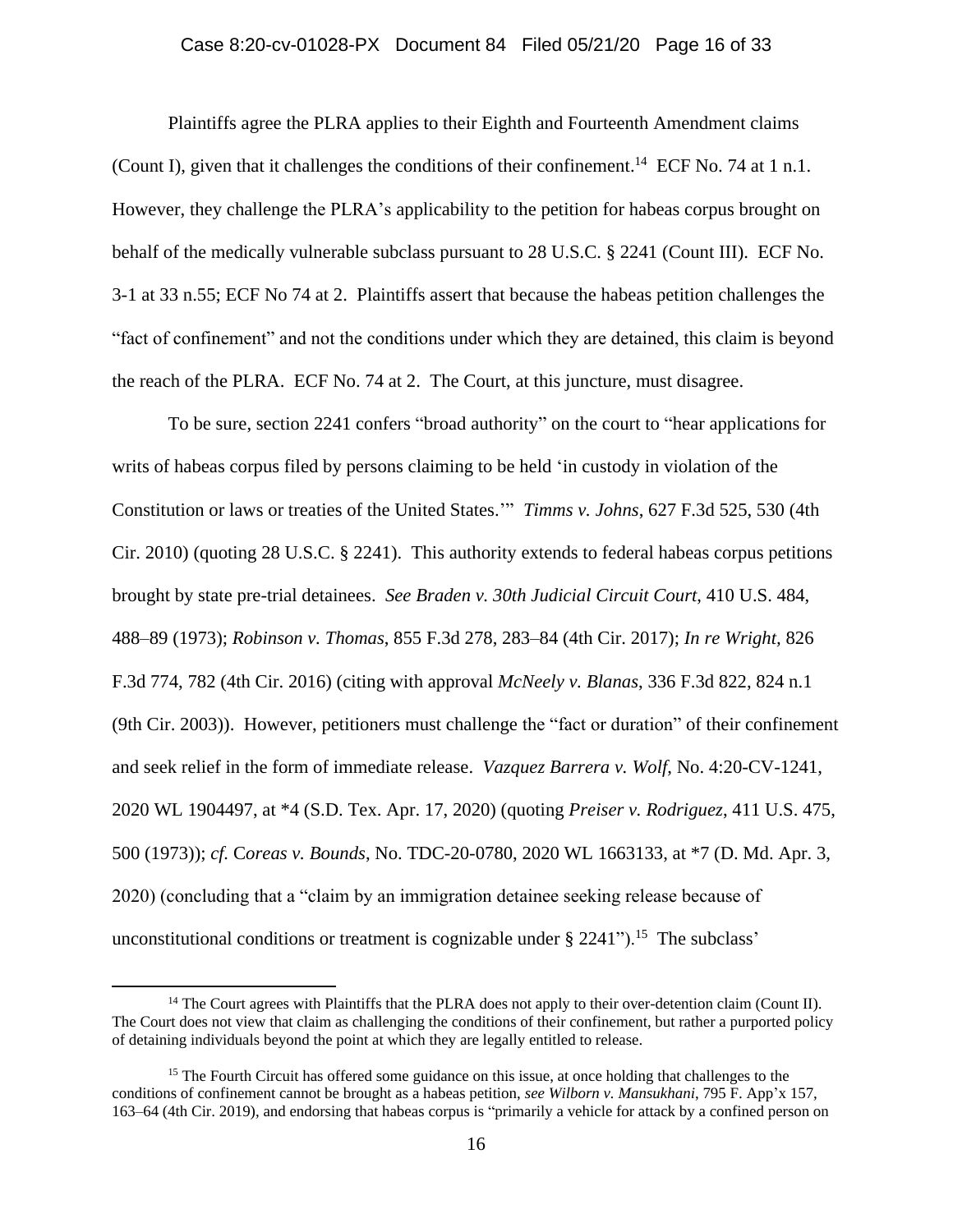Plaintiffs agree the PLRA applies to their Eighth and Fourteenth Amendment claims (Count I), given that it challenges the conditions of their confinement.[14] ECF No. 74 at 1 n.1. However, they challenge the PLRA's applicability to the petition for habeas corpus brought on behalf of the medically vulnerable subclass pursuant to 28 U.S.C. § 2241 (Count III). ECF No. 3-1 at 33 n.55; ECF No 74 at 2. Plaintiffs assert that because the habeas petition challenges the "fact of confinement" and not the conditions under which they are detained, this claim is beyond the reach of the PLRA. ECF No. 74 at 2. The Court, at this juncture, must disagree.

To be sure, section 2241 confers "broad authority" on the court to "hear applications for writs of habeas corpus filed by persons claiming to be held 'in custody in violation of the Constitution or laws or treaties of the United States.'" *Timms v. Johns*, 627 F.3d 525, 530 (4th Cir. 2010) (quoting 28 U.S.C. § 2241). This authority extends to federal habeas corpus petitions brought by state pre-trial detainees. *See Braden v. 30th Judicial Circuit Court*, 410 U.S. 484, 488–89 (1973); *Robinson v. Thomas*, 855 F.3d 278, 283–84 (4th Cir. 2017); *In re Wright,* 826 F.3d 774, 782 (4th Cir. 2016) (citing with approval *McNeely v. Blanas*, 336 F.3d 822, 824 n.1 (9th Cir. 2003)). However, petitioners must challenge the "fact or duration" of their confinement and seek relief in the form of immediate release. *Vazquez Barrera v. Wolf*, No. 4:20-CV-1241, 2020 WL 1904497, at *4 (S.D. Tex. Apr. 17, 2020) (quoting *Preiser v. Rodriguez*, 411 U.S. 475, 500 (1973)); *cf.* C*oreas v. Bounds*, No. TDC-20-0780, 2020 WL 1663133, at *7 (D. Md. Apr. 3, 2020) (concluding that a "claim by an immigration detainee seeking release because of unconstitutional conditions or treatment is cognizable under § 2241").[15] The subclass'

---

[14] The Court agrees with Plaintiffs that the PLRA does not apply to their over-detention claim (Count II). The Court does not view that claim as challenging the conditions of their confinement, but rather a purported policy of detaining individuals beyond the point at which they are legally entitled to release.

[15] The Fourth Circuit has offered some guidance on this issue, at once holding that challenges to the conditions of confinement cannot be brought as a habeas petition, *see Wilborn v. Mansukhani*, 795 F. App'x 157, 163–64 (4th Cir. 2019), and endorsing that habeas corpus is "primarily a vehicle for attack by a confined person on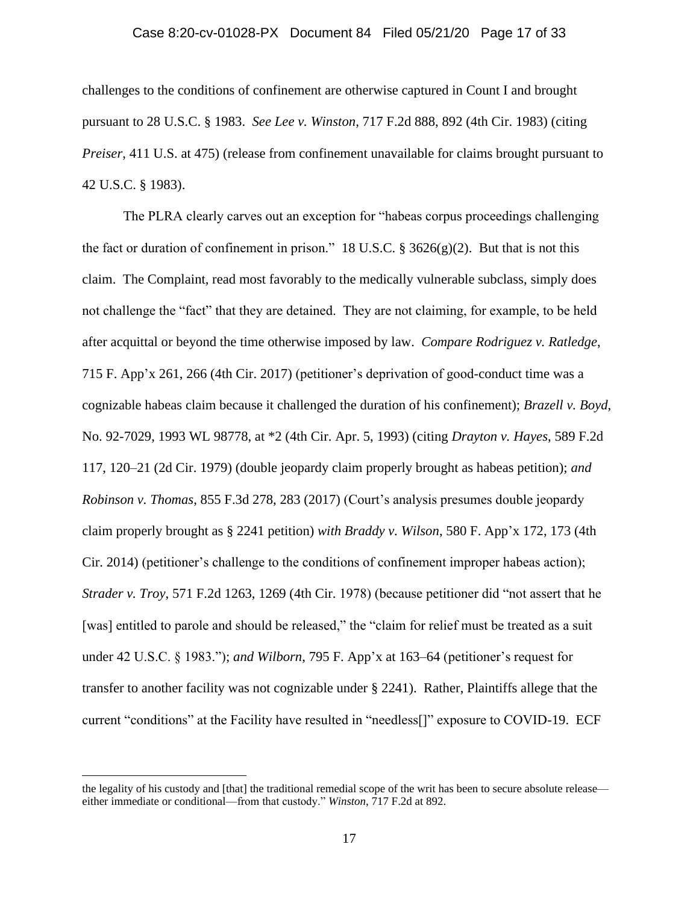challenges to the conditions of confinement are otherwise captured in Count I and brought pursuant to 28 U.S.C. § 1983. *See Lee v. Winston*, 717 F.2d 888, 892 (4th Cir. 1983) (citing *Preiser*, 411 U.S. at 475) (release from confinement unavailable for claims brought pursuant to 42 U.S.C. § 1983).

The PLRA clearly carves out an exception for "habeas corpus proceedings challenging the fact or duration of confinement in prison." 18 U.S.C. § 3626(g)(2). But that is not this claim. The Complaint, read most favorably to the medically vulnerable subclass, simply does not challenge the "fact" that they are detained. They are not claiming, for example, to be held after acquittal or beyond the time otherwise imposed by law. *Compare Rodriguez v. Ratledge*, 715 F. App'x 261, 266 (4th Cir. 2017) (petitioner's deprivation of good-conduct time was a cognizable habeas claim because it challenged the duration of his confinement); *Brazell v. Boyd*, No. 92-7029, 1993 WL 98778, at *2 (4th Cir. Apr. 5, 1993) (citing *Drayton v. Hayes*, 589 F.2d 117, 120–21 (2d Cir. 1979) (double jeopardy claim properly brought as habeas petition); *and Robinson v. Thomas*, 855 F.3d 278, 283 (2017) (Court's analysis presumes double jeopardy claim properly brought as § 2241 petition) *with Braddy v. Wilson*, 580 F. App'x 172, 173 (4th Cir. 2014) (petitioner's challenge to the conditions of confinement improper habeas action); *Strader v. Troy*, 571 F.2d 1263, 1269 (4th Cir. 1978) (because petitioner did "not assert that he [was] entitled to parole and should be released," the "claim for relief must be treated as a suit under 42 U.S.C. § 1983."); *and Wilborn*, 795 F. App'x at 163–64 (petitioner's request for transfer to another facility was not cognizable under § 2241). Rather, Plaintiffs allege that the current "conditions" at the Facility have resulted in "needless[]" exposure to COVID-19. ECF

---

the legality of his custody and [that] the traditional remedial scope of the writ has been to secure absolute release—either immediate or conditional—from that custody." *Winston*, 717 F.2d at 892.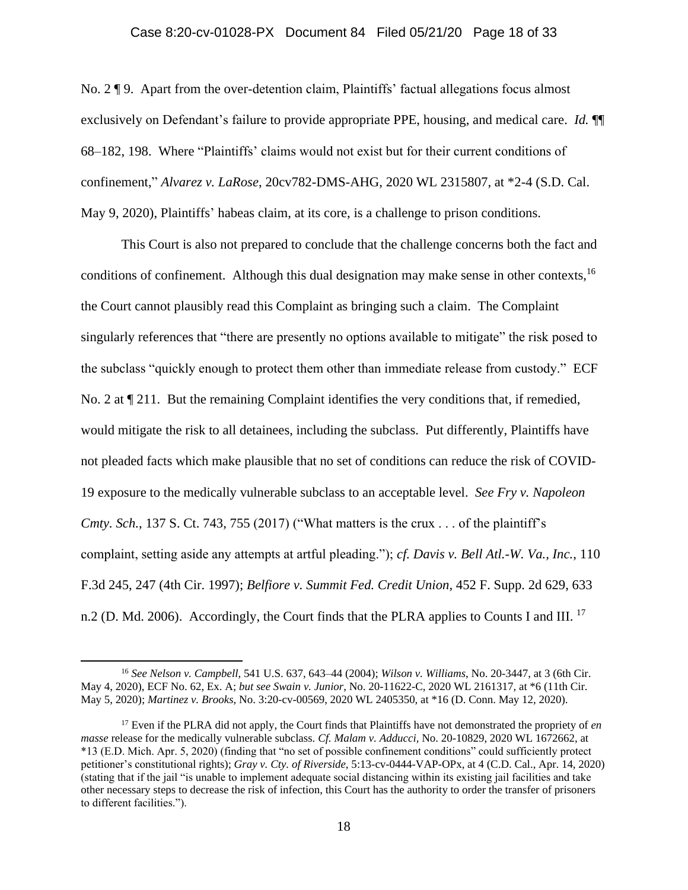No. 2 ¶ 9. Apart from the over-detention claim, Plaintiffs' factual allegations focus almost exclusively on Defendant's failure to provide appropriate PPE, housing, and medical care. *Id.* ¶¶ 68–182, 198. Where "Plaintiffs' claims would not exist but for their current conditions of confinement," *Alvarez v. LaRose*, 20cv782-DMS-AHG, 2020 WL 2315807, at *2-4 (S.D. Cal. May 9, 2020), Plaintiffs' habeas claim, at its core, is a challenge to prison conditions.

This Court is also not prepared to conclude that the challenge concerns both the fact and conditions of confinement. Although this dual designation may make sense in other contexts,[16] the Court cannot plausibly read this Complaint as bringing such a claim. The Complaint singularly references that "there are presently no options available to mitigate" the risk posed to the subclass "quickly enough to protect them other than immediate release from custody." ECF No. 2 at ¶ 211. But the remaining Complaint identifies the very conditions that, if remedied, would mitigate the risk to all detainees, including the subclass. Put differently, Plaintiffs have not pleaded facts which make plausible that no set of conditions can reduce the risk of COVID-19 exposure to the medically vulnerable subclass to an acceptable level. *See Fry v. Napoleon Cmty. Sch.*, 137 S. Ct. 743, 755 (2017) ("What matters is the crux . . . of the plaintiff's complaint, setting aside any attempts at artful pleading."); *cf. Davis v. Bell Atl.-W. Va., Inc.*, 110 F.3d 245, 247 (4th Cir. 1997); *Belfiore v. Summit Fed. Credit Union*, 452 F. Supp. 2d 629, 633 n.2 (D. Md. 2006). Accordingly, the Court finds that the PLRA applies to Counts I and III.[17]

---

[16] *See Nelson v. Campbell*, 541 U.S. 637, 643–44 (2004); *Wilson v. Williams*, No. 20-3447, at 3 (6th Cir. May 4, 2020), ECF No. 62, Ex. A; *but see Swain v. Junior*, No. 20-11622-C, 2020 WL 2161317, at *6 (11th Cir. May 5, 2020); *Martinez v. Brooks*, No. 3:20-cv-00569, 2020 WL 2405350, at *16 (D. Conn. May 12, 2020).

[17] Even if the PLRA did not apply, the Court finds that Plaintiffs have not demonstrated the propriety of *en masse* release for the medically vulnerable subclass. *Cf. Malam v. Adducci*, No. 20-10829, 2020 WL 1672662, at *13 (E.D. Mich. Apr. 5, 2020) (finding that "no set of possible confinement conditions" could sufficiently protect petitioner's constitutional rights); *Gray v. Cty. of Riverside*, 5:13-cv-0444-VAP-OPx, at 4 (C.D. Cal., Apr. 14, 2020) (stating that if the jail "is unable to implement adequate social distancing within its existing jail facilities and take other necessary steps to decrease the risk of infection, this Court has the authority to order the transfer of prisoners to different facilities.").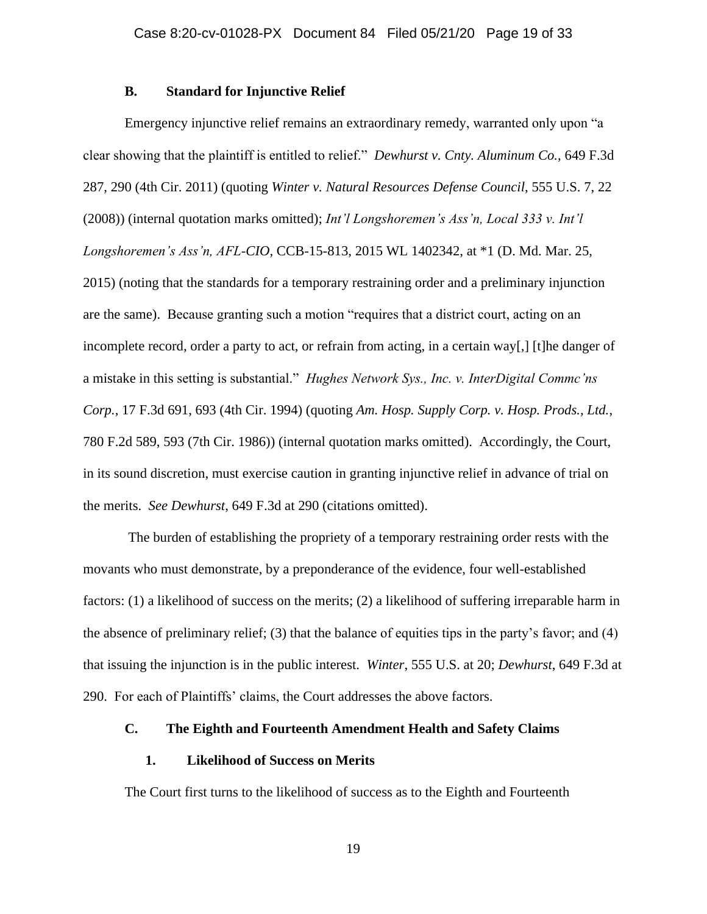### B. Standard for Injunctive Relief

Emergency injunctive relief remains an extraordinary remedy, warranted only upon "a clear showing that the plaintiff is entitled to relief." *Dewhurst v. Cnty. Aluminum Co.*, 649 F.3d 287, 290 (4th Cir. 2011) (quoting *Winter v. Natural Resources Defense Council*, 555 U.S. 7, 22 (2008)) (internal quotation marks omitted); *Int'l Longshoremen's Ass'n, Local 333 v. Int'l Longshoremen's Ass'n, AFL-CIO*, CCB-15-813, 2015 WL 1402342, at *1 (D. Md. Mar. 25, 2015) (noting that the standards for a temporary restraining order and a preliminary injunction are the same). Because granting such a motion "requires that a district court, acting on an incomplete record, order a party to act, or refrain from acting, in a certain way[,] [t]he danger of a mistake in this setting is substantial." *Hughes Network Sys., Inc. v. InterDigital Commc'ns Corp.*, 17 F.3d 691, 693 (4th Cir. 1994) (quoting *Am. Hosp. Supply Corp. v. Hosp. Prods., Ltd.*, 780 F.2d 589, 593 (7th Cir. 1986)) (internal quotation marks omitted). Accordingly, the Court, in its sound discretion, must exercise caution in granting injunctive relief in advance of trial on the merits. *See Dewhurst*, 649 F.3d at 290 (citations omitted).

The burden of establishing the propriety of a temporary restraining order rests with the movants who must demonstrate, by a preponderance of the evidence, four well-established factors: (1) a likelihood of success on the merits; (2) a likelihood of suffering irreparable harm in the absence of preliminary relief; (3) that the balance of equities tips in the party's favor; and (4) that issuing the injunction is in the public interest. *Winter*, 555 U.S. at 20; *Dewhurst*, 649 F.3d at 290. For each of Plaintiffs' claims, the Court addresses the above factors.

### C. The Eighth and Fourteenth Amendment Health and Safety Claims

#### 1. Likelihood of Success on Merits

The Court first turns to the likelihood of success as to the Eighth and Fourteenth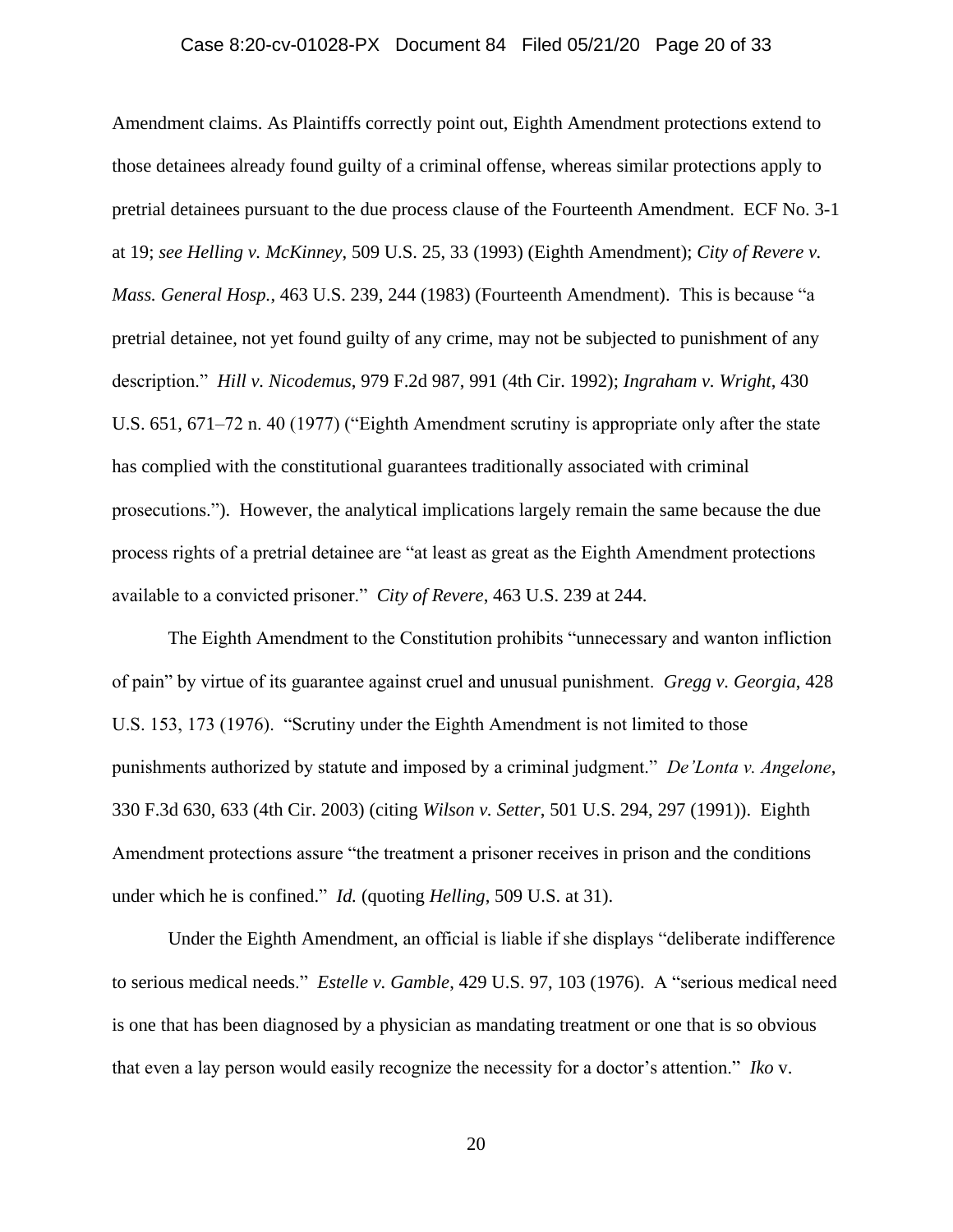Amendment claims. As Plaintiffs correctly point out, Eighth Amendment protections extend to those detainees already found guilty of a criminal offense, whereas similar protections apply to pretrial detainees pursuant to the due process clause of the Fourteenth Amendment. ECF No. 3-1 at 19; *see Helling v. McKinney*, 509 U.S. 25, 33 (1993) (Eighth Amendment); *City of Revere v. Mass. General Hosp.*, 463 U.S. 239, 244 (1983) (Fourteenth Amendment). This is because "a pretrial detainee, not yet found guilty of any crime, may not be subjected to punishment of any description." *Hill v. Nicodemus*, 979 F.2d 987, 991 (4th Cir. 1992); *Ingraham v. Wright*, 430 U.S. 651, 671–72 n. 40 (1977) ("Eighth Amendment scrutiny is appropriate only after the state has complied with the constitutional guarantees traditionally associated with criminal prosecutions."). However, the analytical implications largely remain the same because the due process rights of a pretrial detainee are "at least as great as the Eighth Amendment protections available to a convicted prisoner." *City of Revere*, 463 U.S. 239 at 244.

The Eighth Amendment to the Constitution prohibits "unnecessary and wanton infliction of pain" by virtue of its guarantee against cruel and unusual punishment. *Gregg v. Georgia*, 428 U.S. 153, 173 (1976). "Scrutiny under the Eighth Amendment is not limited to those punishments authorized by statute and imposed by a criminal judgment." *De'Lonta v. Angelone*, 330 F.3d 630, 633 (4th Cir. 2003) (citing *Wilson v. Setter*, 501 U.S. 294, 297 (1991)). Eighth Amendment protections assure "the treatment a prisoner receives in prison and the conditions under which he is confined." *Id.* (quoting *Helling*, 509 U.S. at 31).

Under the Eighth Amendment, an official is liable if she displays "deliberate indifference to serious medical needs." *Estelle v. Gamble*, 429 U.S. 97, 103 (1976). A "serious medical need is one that has been diagnosed by a physician as mandating treatment or one that is so obvious that even a lay person would easily recognize the necessity for a doctor's attention." *Iko* v.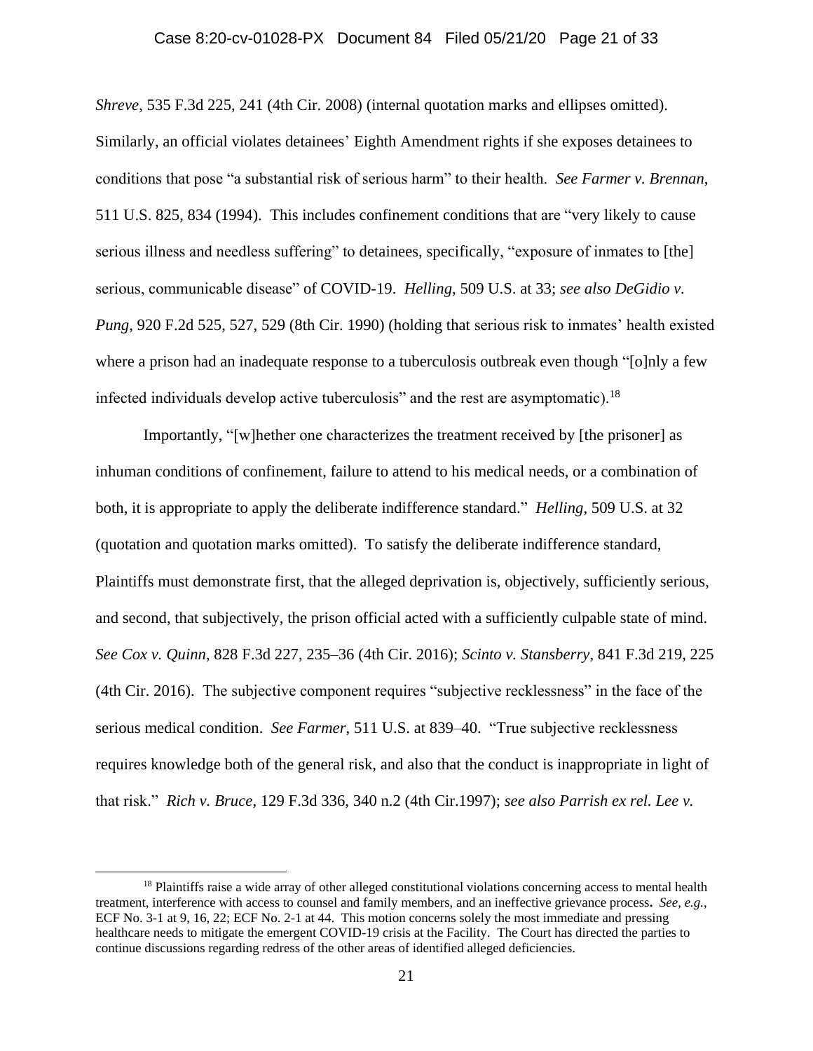*Shreve*, 535 F.3d 225, 241 (4th Cir. 2008) (internal quotation marks and ellipses omitted). Similarly, an official violates detainees' Eighth Amendment rights if she exposes detainees to conditions that pose "a substantial risk of serious harm" to their health. *See Farmer v. Brennan*, 511 U.S. 825, 834 (1994). This includes confinement conditions that are "very likely to cause serious illness and needless suffering" to detainees, specifically, "exposure of inmates to [the] serious, communicable disease" of COVID-19. *Helling*, 509 U.S. at 33; *see also DeGidio v. Pung*, 920 F.2d 525, 527, 529 (8th Cir. 1990) (holding that serious risk to inmates' health existed where a prison had an inadequate response to a tuberculosis outbreak even though "[o]nly a few infected individuals develop active tuberculosis" and the rest are asymptomatic).[18]

Importantly, "[w]hether one characterizes the treatment received by [the prisoner] as inhuman conditions of confinement, failure to attend to his medical needs, or a combination of both, it is appropriate to apply the deliberate indifference standard." *Helling*, 509 U.S. at 32 (quotation and quotation marks omitted). To satisfy the deliberate indifference standard, Plaintiffs must demonstrate first, that the alleged deprivation is, objectively, sufficiently serious, and second, that subjectively, the prison official acted with a sufficiently culpable state of mind. *See Cox v. Quinn*, 828 F.3d 227, 235–36 (4th Cir. 2016); *Scinto v. Stansberry*, 841 F.3d 219, 225 (4th Cir. 2016). The subjective component requires "subjective recklessness" in the face of the serious medical condition. *See Farmer*, 511 U.S. at 839–40. "True subjective recklessness requires knowledge both of the general risk, and also that the conduct is inappropriate in light of that risk." *Rich v. Bruce*, 129 F.3d 336, 340 n.2 (4th Cir.1997); *see also Parrish ex rel. Lee v.*

---

[18] Plaintiffs raise a wide array of other alleged constitutional violations concerning access to mental health treatment, interference with access to counsel and family members, and an ineffective grievance process**.** *See, e.g.*, ECF No. 3-1 at 9, 16, 22; ECF No. 2-1 at 44. This motion concerns solely the most immediate and pressing healthcare needs to mitigate the emergent COVID-19 crisis at the Facility. The Court has directed the parties to continue discussions regarding redress of the other areas of identified alleged deficiencies.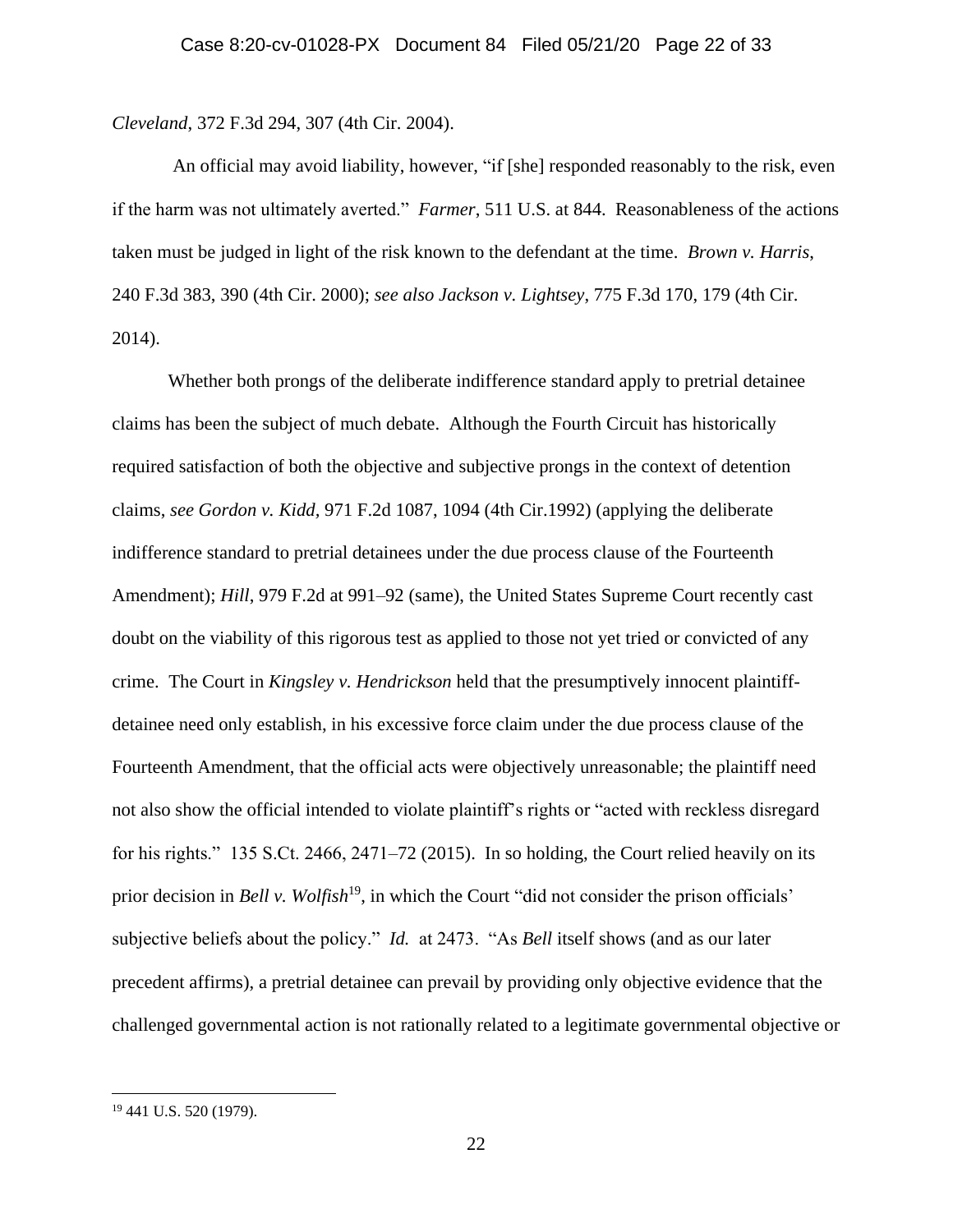*Cleveland*, 372 F.3d 294, 307 (4th Cir. 2004).

An official may avoid liability, however, "if [she] responded reasonably to the risk, even if the harm was not ultimately averted." *Farmer*, 511 U.S. at 844. Reasonableness of the actions taken must be judged in light of the risk known to the defendant at the time. *Brown v. Harris*, 240 F.3d 383, 390 (4th Cir. 2000); *see also Jackson v. Lightsey*, 775 F.3d 170, 179 (4th Cir. 2014).

Whether both prongs of the deliberate indifference standard apply to pretrial detainee claims has been the subject of much debate. Although the Fourth Circuit has historically required satisfaction of both the objective and subjective prongs in the context of detention claims, *see Gordon v. Kidd*, 971 F.2d 1087, 1094 (4th Cir.1992) (applying the deliberate indifference standard to pretrial detainees under the due process clause of the Fourteenth Amendment); *Hill*, 979 F.2d at 991–92 (same), the United States Supreme Court recently cast doubt on the viability of this rigorous test as applied to those not yet tried or convicted of any crime. The Court in *Kingsley v. Hendrickson* held that the presumptively innocent plaintiff-detainee need only establish, in his excessive force claim under the due process clause of the Fourteenth Amendment, that the official acts were objectively unreasonable; the plaintiff need not also show the official intended to violate plaintiff's rights or "acted with reckless disregard for his rights." 135 S.Ct. 2466, 2471–72 (2015). In so holding, the Court relied heavily on its prior decision in *Bell v. Wolfish*[19], in which the Court "did not consider the prison officials' subjective beliefs about the policy." *Id.* at 2473. "As *Bell* itself shows (and as our later precedent affirms), a pretrial detainee can prevail by providing only objective evidence that the challenged governmental action is not rationally related to a legitimate governmental objective or

---

[19] 441 U.S. 520 (1979).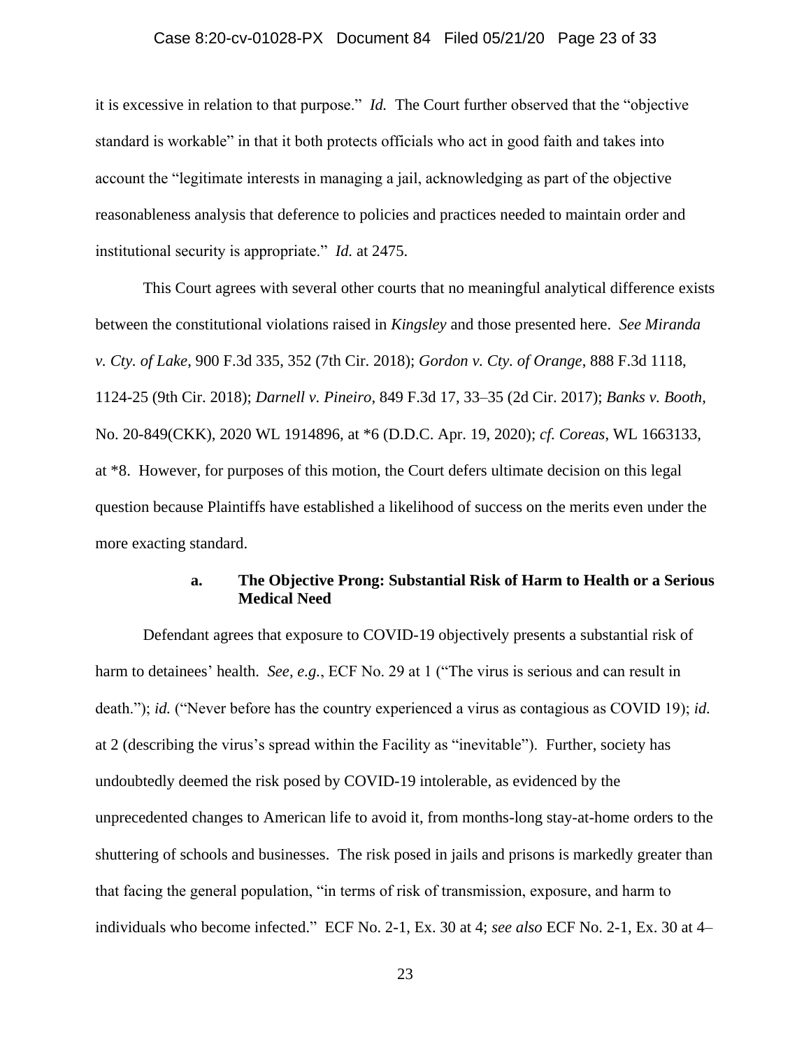it is excessive in relation to that purpose." *Id.* The Court further observed that the "objective standard is workable" in that it both protects officials who act in good faith and takes into account the "legitimate interests in managing a jail, acknowledging as part of the objective reasonableness analysis that deference to policies and practices needed to maintain order and institutional security is appropriate." *Id.* at 2475.

This Court agrees with several other courts that no meaningful analytical difference exists between the constitutional violations raised in *Kingsley* and those presented here. *See Miranda v. Cty. of Lake*, 900 F.3d 335, 352 (7th Cir. 2018); *Gordon v. Cty. of Orange*, 888 F.3d 1118, 1124-25 (9th Cir. 2018); *Darnell v. Pineiro*, 849 F.3d 17, 33–35 (2d Cir. 2017); *Banks v. Booth*, No. 20-849(CKK), 2020 WL 1914896, at *6 (D.D.C. Apr. 19, 2020); *cf. Coreas*, WL 1663133, at *8. However, for purposes of this motion, the Court defers ultimate decision on this legal question because Plaintiffs have established a likelihood of success on the merits even under the more exacting standard.

#### a. The Objective Prong: Substantial Risk of Harm to Health or a Serious Medical Need

Defendant agrees that exposure to COVID-19 objectively presents a substantial risk of harm to detainees' health. *See, e.g.*, ECF No. 29 at 1 ("The virus is serious and can result in death."); *id.* ("Never before has the country experienced a virus as contagious as COVID 19); *id.* at 2 (describing the virus's spread within the Facility as "inevitable"). Further, society has undoubtedly deemed the risk posed by COVID-19 intolerable, as evidenced by the unprecedented changes to American life to avoid it, from months-long stay-at-home orders to the shuttering of schools and businesses. The risk posed in jails and prisons is markedly greater than that facing the general population, "in terms of risk of transmission, exposure, and harm to individuals who become infected." ECF No. 2-1, Ex. 30 at 4; *see also* ECF No. 2-1, Ex. 30 at 4–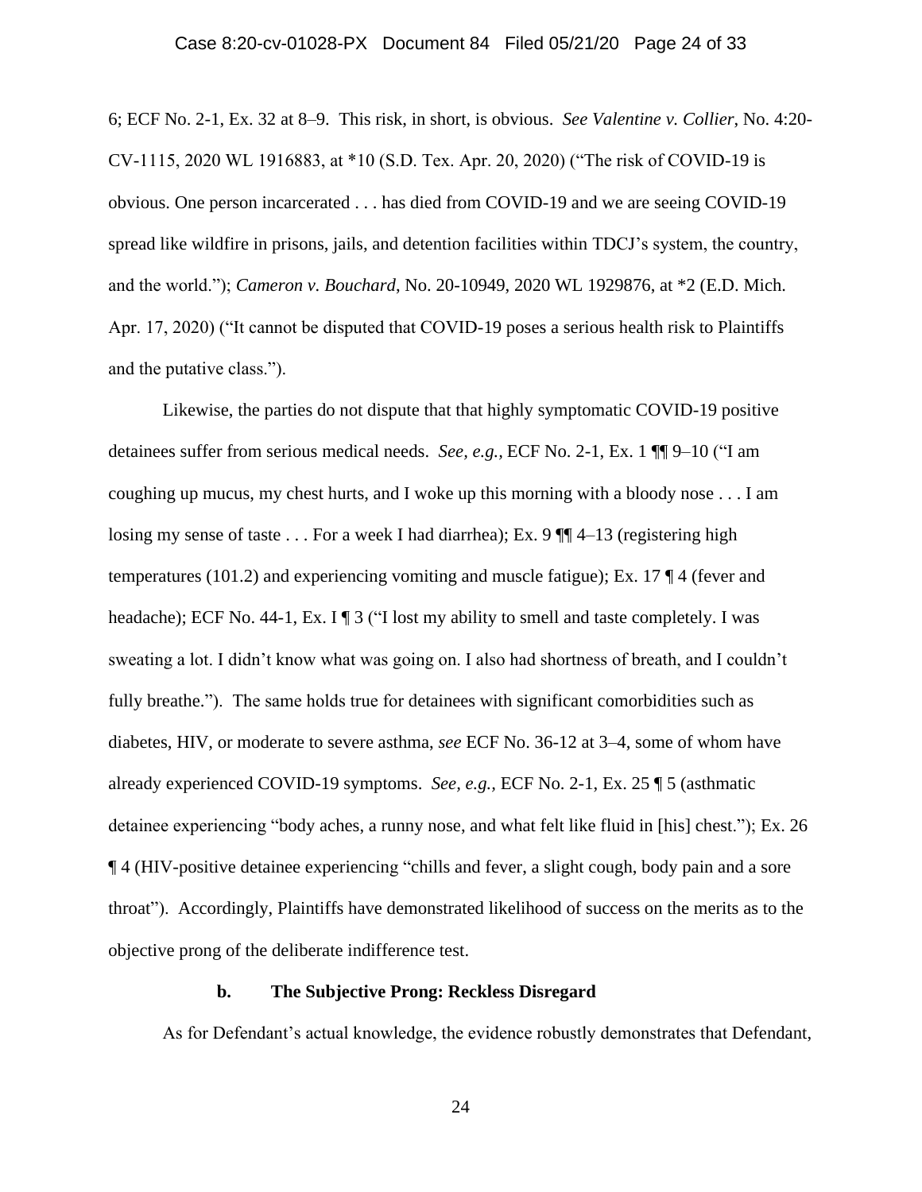6; ECF No. 2-1, Ex. 32 at 8–9. This risk, in short, is obvious. *See Valentine v. Collier*, No. 4:20-CV-1115, 2020 WL 1916883, at *10 (S.D. Tex. Apr. 20, 2020) ("The risk of COVID-19 is obvious. One person incarcerated . . . has died from COVID-19 and we are seeing COVID-19 spread like wildfire in prisons, jails, and detention facilities within TDCJ's system, the country, and the world."); *Cameron v. Bouchard*, No. 20-10949, 2020 WL 1929876, at *2 (E.D. Mich. Apr. 17, 2020) ("It cannot be disputed that COVID-19 poses a serious health risk to Plaintiffs and the putative class.").

Likewise, the parties do not dispute that that highly symptomatic COVID-19 positive detainees suffer from serious medical needs. *See, e.g.*, ECF No. 2-1, Ex. 1 ¶¶ 9–10 ("I am coughing up mucus, my chest hurts, and I woke up this morning with a bloody nose . . . I am losing my sense of taste . . . For a week I had diarrhea); Ex. 9 ¶¶ 4–13 (registering high temperatures (101.2) and experiencing vomiting and muscle fatigue); Ex. 17 ¶ 4 (fever and headache); ECF No. 44-1, Ex. I ¶ 3 ("I lost my ability to smell and taste completely. I was sweating a lot. I didn't know what was going on. I also had shortness of breath, and I couldn't fully breathe."). The same holds true for detainees with significant comorbidities such as diabetes, HIV, or moderate to severe asthma, *see* ECF No. 36-12 at 3–4, some of whom have already experienced COVID-19 symptoms. *See, e.g.*, ECF No. 2-1, Ex. 25 ¶ 5 (asthmatic detainee experiencing "body aches, a runny nose, and what felt like fluid in [his] chest."); Ex. 26 ¶ 4 (HIV-positive detainee experiencing "chills and fever, a slight cough, body pain and a sore throat"). Accordingly, Plaintiffs have demonstrated likelihood of success on the merits as to the objective prong of the deliberate indifference test.

### b. The Subjective Prong: Reckless Disregard

As for Defendant's actual knowledge, the evidence robustly demonstrates that Defendant,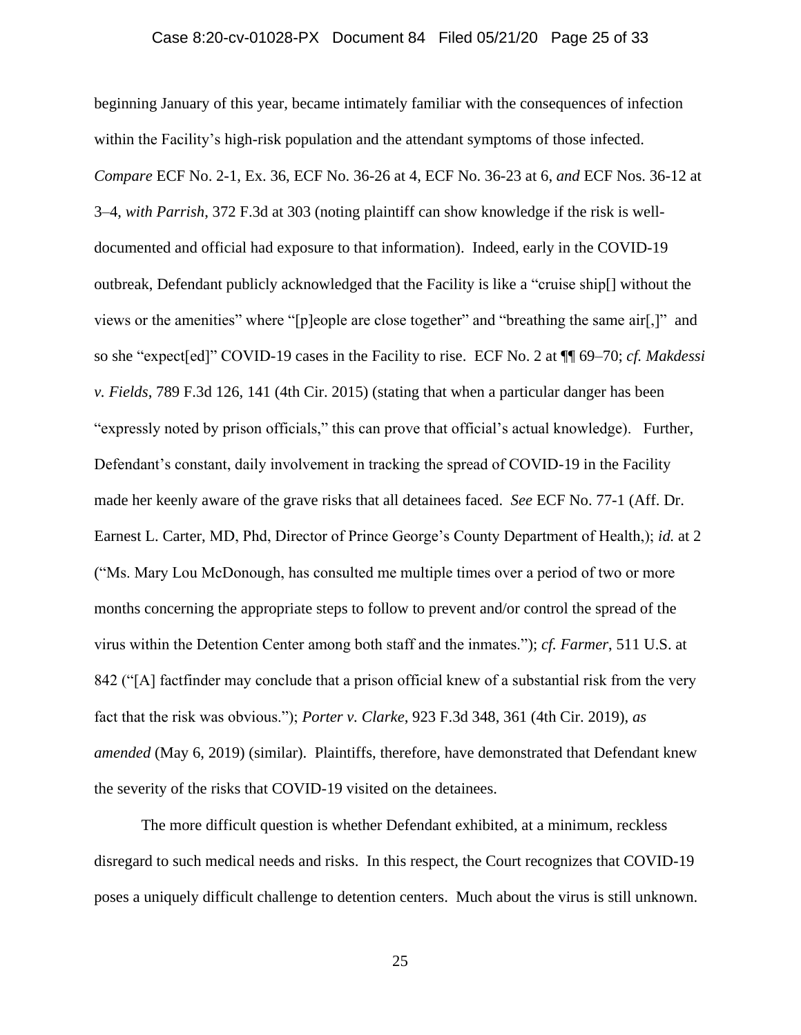beginning January of this year, became intimately familiar with the consequences of infection within the Facility's high-risk population and the attendant symptoms of those infected. *Compare* ECF No. 2-1, Ex. 36, ECF No. 36-26 at 4, ECF No. 36-23 at 6, *and* ECF Nos. 36-12 at 3–4, *with Parrish*, 372 F.3d at 303 (noting plaintiff can show knowledge if the risk is well-documented and official had exposure to that information). Indeed, early in the COVID-19 outbreak, Defendant publicly acknowledged that the Facility is like a "cruise ship[] without the views or the amenities" where "[p]eople are close together" and "breathing the same air[,]" and so she "expect[ed]" COVID-19 cases in the Facility to rise. ECF No. 2 at ¶¶ 69–70; *cf. Makdessi v. Fields*, 789 F.3d 126, 141 (4th Cir. 2015) (stating that when a particular danger has been "expressly noted by prison officials," this can prove that official's actual knowledge). Further, Defendant's constant, daily involvement in tracking the spread of COVID-19 in the Facility made her keenly aware of the grave risks that all detainees faced. *See* ECF No. 77-1 (Aff. Dr. Earnest L. Carter, MD, Phd, Director of Prince George's County Department of Health,); *id.* at 2 ("Ms. Mary Lou McDonough, has consulted me multiple times over a period of two or more months concerning the appropriate steps to follow to prevent and/or control the spread of the virus within the Detention Center among both staff and the inmates."); *cf. Farmer*, 511 U.S. at 842 ("[A] factfinder may conclude that a prison official knew of a substantial risk from the very fact that the risk was obvious."); *Porter v. Clarke*, 923 F.3d 348, 361 (4th Cir. 2019), *as amended* (May 6, 2019) (similar). Plaintiffs, therefore, have demonstrated that Defendant knew the severity of the risks that COVID-19 visited on the detainees.

The more difficult question is whether Defendant exhibited, at a minimum, reckless disregard to such medical needs and risks. In this respect, the Court recognizes that COVID-19 poses a uniquely difficult challenge to detention centers. Much about the virus is still unknown.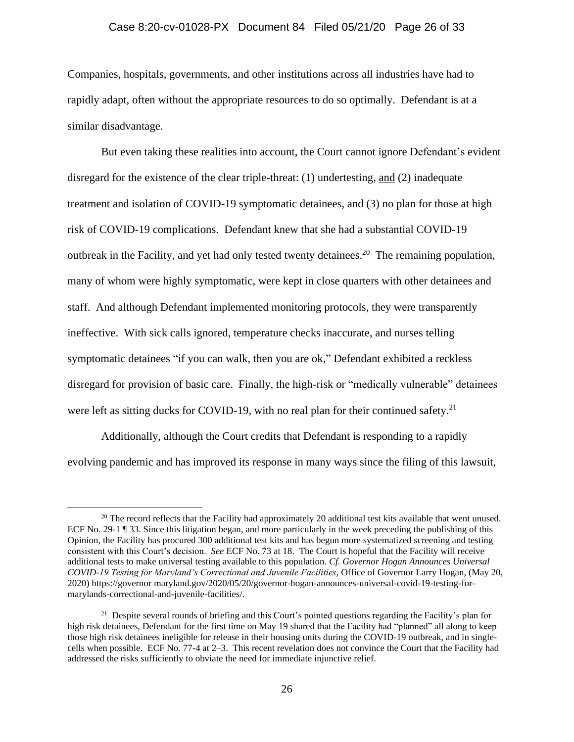Companies, hospitals, governments, and other institutions across all industries have had to rapidly adapt, often without the appropriate resources to do so optimally. Defendant is at a similar disadvantage.

But even taking these realities into account, the Court cannot ignore Defendant's evident disregard for the existence of the clear triple-threat: (1) undertesting, <u>and</u> (2) inadequate treatment and isolation of COVID-19 symptomatic detainees, <u>and</u> (3) no plan for those at high risk of COVID-19 complications. Defendant knew that she had a substantial COVID-19 outbreak in the Facility, and yet had only tested twenty detainees.[20] The remaining population, many of whom were highly symptomatic, were kept in close quarters with other detainees and staff. And although Defendant implemented monitoring protocols, they were transparently ineffective. With sick calls ignored, temperature checks inaccurate, and nurses telling symptomatic detainees "if you can walk, then you are ok," Defendant exhibited a reckless disregard for provision of basic care. Finally, the high-risk or "medically vulnerable" detainees were left as sitting ducks for COVID-19, with no real plan for their continued safety.[21]

Additionally, although the Court credits that Defendant is responding to a rapidly evolving pandemic and has improved its response in many ways since the filing of this lawsuit,

---

[20] The record reflects that the Facility had approximately 20 additional test kits available that went unused. ECF No. 29-1 ¶ 33. Since this litigation began, and more particularly in the week preceding the publishing of this Opinion, the Facility has procured 300 additional test kits and has begun more systematized screening and testing consistent with this Court's decision. *See* ECF No. 73 at 18. The Court is hopeful that the Facility will receive additional tests to make universal testing available to this population. *Cf. Governor Hogan Announces Universal COVID-19 Testing for Maryland's Correctional and Juvenile Facilities*, Office of Governor Larry Hogan, (May 20, 2020) https://governor maryland.gov/2020/05/20/governor-hogan-announces-universal-covid-19-testing-for-marylands-correctional-and-juvenile-facilities/.

[21] Despite several rounds of briefing and this Court's pointed questions regarding the Facility's plan for high risk detainees, Defendant for the first time on May 19 shared that the Facility had "planned" all along to keep those high risk detainees ineligible for release in their housing units during the COVID-19 outbreak, and in single-cells when possible. ECF No. 77-4 at 2–3. This recent revelation does not convince the Court that the Facility had addressed the risks sufficiently to obviate the need for immediate injunctive relief.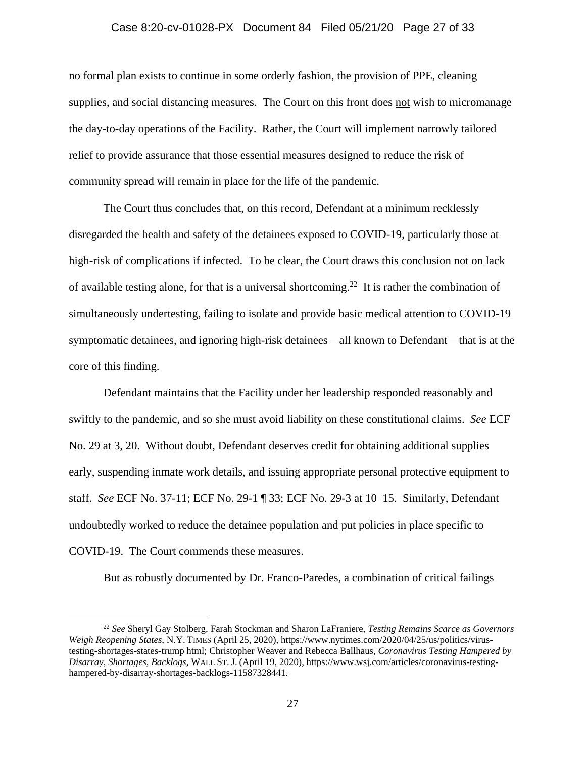no formal plan exists to continue in some orderly fashion, the provision of PPE, cleaning supplies, and social distancing measures. The Court on this front does not wish to micromanage the day-to-day operations of the Facility. Rather, the Court will implement narrowly tailored relief to provide assurance that those essential measures designed to reduce the risk of community spread will remain in place for the life of the pandemic.

The Court thus concludes that, on this record, Defendant at a minimum recklessly disregarded the health and safety of the detainees exposed to COVID-19, particularly those at high-risk of complications if infected. To be clear, the Court draws this conclusion not on lack of available testing alone, for that is a universal shortcoming.[22] It is rather the combination of simultaneously undertesting, failing to isolate and provide basic medical attention to COVID-19 symptomatic detainees, and ignoring high-risk detainees—all known to Defendant—that is at the core of this finding.

Defendant maintains that the Facility under her leadership responded reasonably and swiftly to the pandemic, and so she must avoid liability on these constitutional claims. *See* ECF No. 29 at 3, 20. Without doubt, Defendant deserves credit for obtaining additional supplies early, suspending inmate work details, and issuing appropriate personal protective equipment to staff. *See* ECF No. 37-11; ECF No. 29-1 ¶ 33; ECF No. 29-3 at 10–15. Similarly, Defendant undoubtedly worked to reduce the detainee population and put policies in place specific to COVID-19. The Court commends these measures.

But as robustly documented by Dr. Franco-Paredes, a combination of critical failings

---

[22] *See* Sheryl Gay Stolberg, Farah Stockman and Sharon LaFraniere, *Testing Remains Scarce as Governors Weigh Reopening States*, N.Y. TIMES (April 25, 2020), https://www.nytimes.com/2020/04/25/us/politics/virus-testing-shortages-states-trump html; Christopher Weaver and Rebecca Ballhaus, *Coronavirus Testing Hampered by Disarray, Shortages, Backlogs*, WALL ST. J. (April 19, 2020), https://www.wsj.com/articles/coronavirus-testing-hampered-by-disarray-shortages-backlogs-11587328441.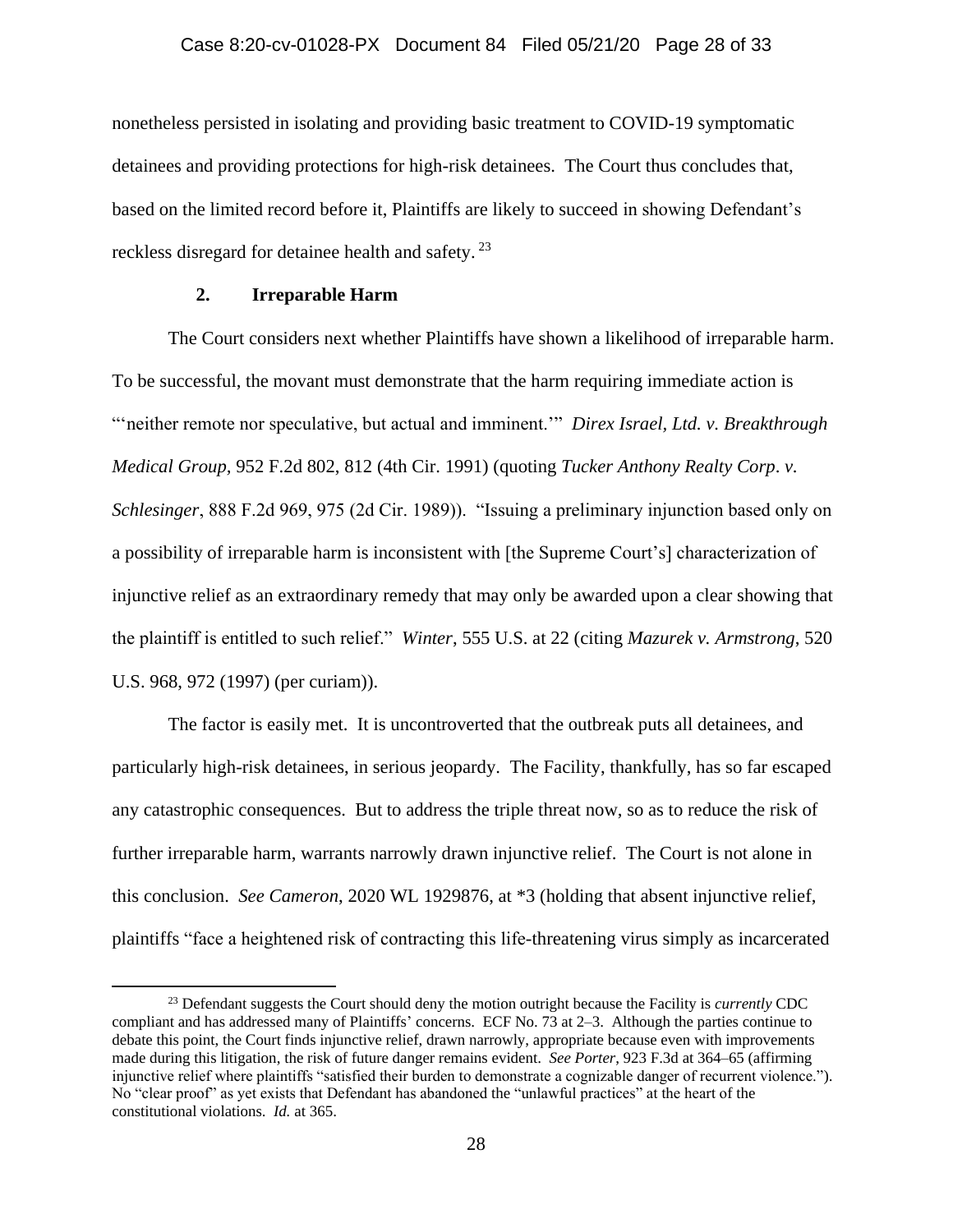nonetheless persisted in isolating and providing basic treatment to COVID-19 symptomatic detainees and providing protections for high-risk detainees. The Court thus concludes that, based on the limited record before it, Plaintiffs are likely to succeed in showing Defendant's reckless disregard for detainee health and safety. [23]

### 2. Irreparable Harm

The Court considers next whether Plaintiffs have shown a likelihood of irreparable harm. To be successful, the movant must demonstrate that the harm requiring immediate action is "'neither remote nor speculative, but actual and imminent.'" *Direx Israel, Ltd. v. Breakthrough Medical Group*, 952 F.2d 802, 812 (4th Cir. 1991) (quoting *Tucker Anthony Realty Corp. v. Schlesinger*, 888 F.2d 969, 975 (2d Cir. 1989)). "Issuing a preliminary injunction based only on a possibility of irreparable harm is inconsistent with [the Supreme Court's] characterization of injunctive relief as an extraordinary remedy that may only be awarded upon a clear showing that the plaintiff is entitled to such relief." *Winter*, 555 U.S. at 22 (citing *Mazurek v. Armstrong*, 520 U.S. 968, 972 (1997) (per curiam)).

The factor is easily met. It is uncontroverted that the outbreak puts all detainees, and particularly high-risk detainees, in serious jeopardy. The Facility, thankfully, has so far escaped any catastrophic consequences. But to address the triple threat now, so as to reduce the risk of further irreparable harm, warrants narrowly drawn injunctive relief. The Court is not alone in this conclusion. *See Cameron*, 2020 WL 1929876, at *3 (holding that absent injunctive relief, plaintiffs "face a heightened risk of contracting this life-threatening virus simply as incarcerated

[23] Defendant suggests the Court should deny the motion outright because the Facility is *currently* CDC compliant and has addressed many of Plaintiffs' concerns. ECF No. 73 at 2–3. Although the parties continue to debate this point, the Court finds injunctive relief, drawn narrowly, appropriate because even with improvements made during this litigation, the risk of future danger remains evident. *See Porter*, 923 F.3d at 364–65 (affirming injunctive relief where plaintiffs "satisfied their burden to demonstrate a cognizable danger of recurrent violence."). No "clear proof" as yet exists that Defendant has abandoned the "unlawful practices" at the heart of the constitutional violations. *Id.* at 365.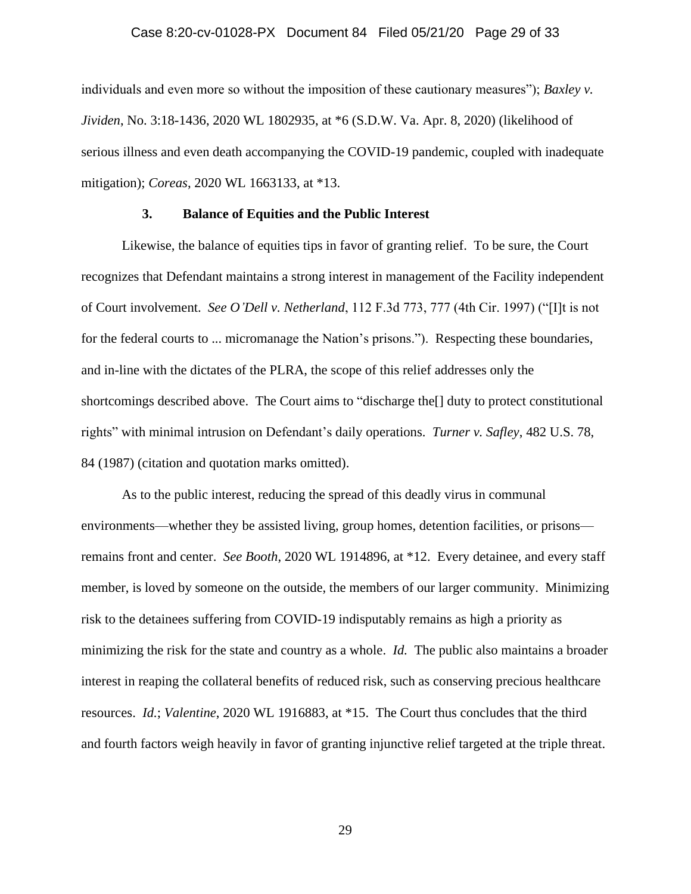individuals and even more so without the imposition of these cautionary measures"); *Baxley v. Jividen*, No. 3:18-1436, 2020 WL 1802935, at *6 (S.D.W. Va. Apr. 8, 2020) (likelihood of serious illness and even death accompanying the COVID-19 pandemic, coupled with inadequate mitigation); *Coreas*, 2020 WL 1663133, at *13.

### 3. Balance of Equities and the Public Interest

Likewise, the balance of equities tips in favor of granting relief. To be sure, the Court recognizes that Defendant maintains a strong interest in management of the Facility independent of Court involvement. *See O'Dell v. Netherland*, 112 F.3d 773, 777 (4th Cir. 1997) ("[I]t is not for the federal courts to ... micromanage the Nation's prisons."). Respecting these boundaries, and in-line with the dictates of the PLRA, the scope of this relief addresses only the shortcomings described above. The Court aims to "discharge the[] duty to protect constitutional rights" with minimal intrusion on Defendant's daily operations. *Turner v. Safley*, 482 U.S. 78, 84 (1987) (citation and quotation marks omitted).

As to the public interest, reducing the spread of this deadly virus in communal environments—whether they be assisted living, group homes, detention facilities, or prisons—remains front and center. *See Booth*, 2020 WL 1914896, at *12. Every detainee, and every staff member, is loved by someone on the outside, the members of our larger community. Minimizing risk to the detainees suffering from COVID-19 indisputably remains as high a priority as minimizing the risk for the state and country as a whole. *Id.* The public also maintains a broader interest in reaping the collateral benefits of reduced risk, such as conserving precious healthcare resources. *Id.*; *Valentine*, 2020 WL 1916883, at *15. The Court thus concludes that the third and fourth factors weigh heavily in favor of granting injunctive relief targeted at the triple threat.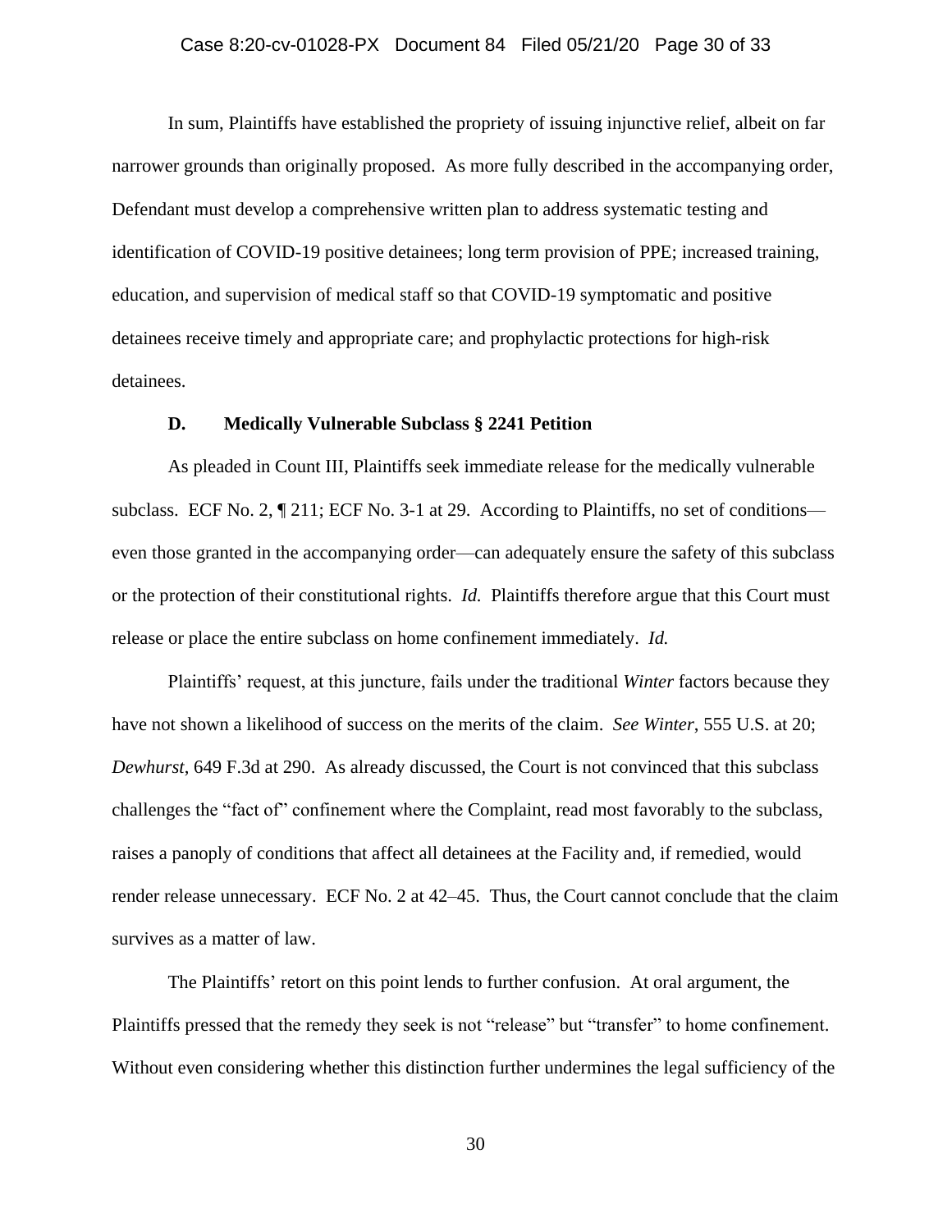In sum, Plaintiffs have established the propriety of issuing injunctive relief, albeit on far narrower grounds than originally proposed. As more fully described in the accompanying order, Defendant must develop a comprehensive written plan to address systematic testing and identification of COVID-19 positive detainees; long term provision of PPE; increased training, education, and supervision of medical staff so that COVID-19 symptomatic and positive detainees receive timely and appropriate care; and prophylactic protections for high-risk detainees.

### D. Medically Vulnerable Subclass § 2241 Petition

As pleaded in Count III, Plaintiffs seek immediate release for the medically vulnerable subclass. ECF No. 2, ¶ 211; ECF No. 3-1 at 29. According to Plaintiffs, no set of conditions—even those granted in the accompanying order—can adequately ensure the safety of this subclass or the protection of their constitutional rights. *Id.* Plaintiffs therefore argue that this Court must release or place the entire subclass on home confinement immediately. *Id.*

Plaintiffs' request, at this juncture, fails under the traditional *Winter* factors because they have not shown a likelihood of success on the merits of the claim. *See Winter*, 555 U.S. at 20; *Dewhurst*, 649 F.3d at 290. As already discussed, the Court is not convinced that this subclass challenges the "fact of" confinement where the Complaint, read most favorably to the subclass, raises a panoply of conditions that affect all detainees at the Facility and, if remedied, would render release unnecessary. ECF No. 2 at 42–45. Thus, the Court cannot conclude that the claim survives as a matter of law.

The Plaintiffs' retort on this point lends to further confusion. At oral argument, the Plaintiffs pressed that the remedy they seek is not "release" but "transfer" to home confinement. Without even considering whether this distinction further undermines the legal sufficiency of the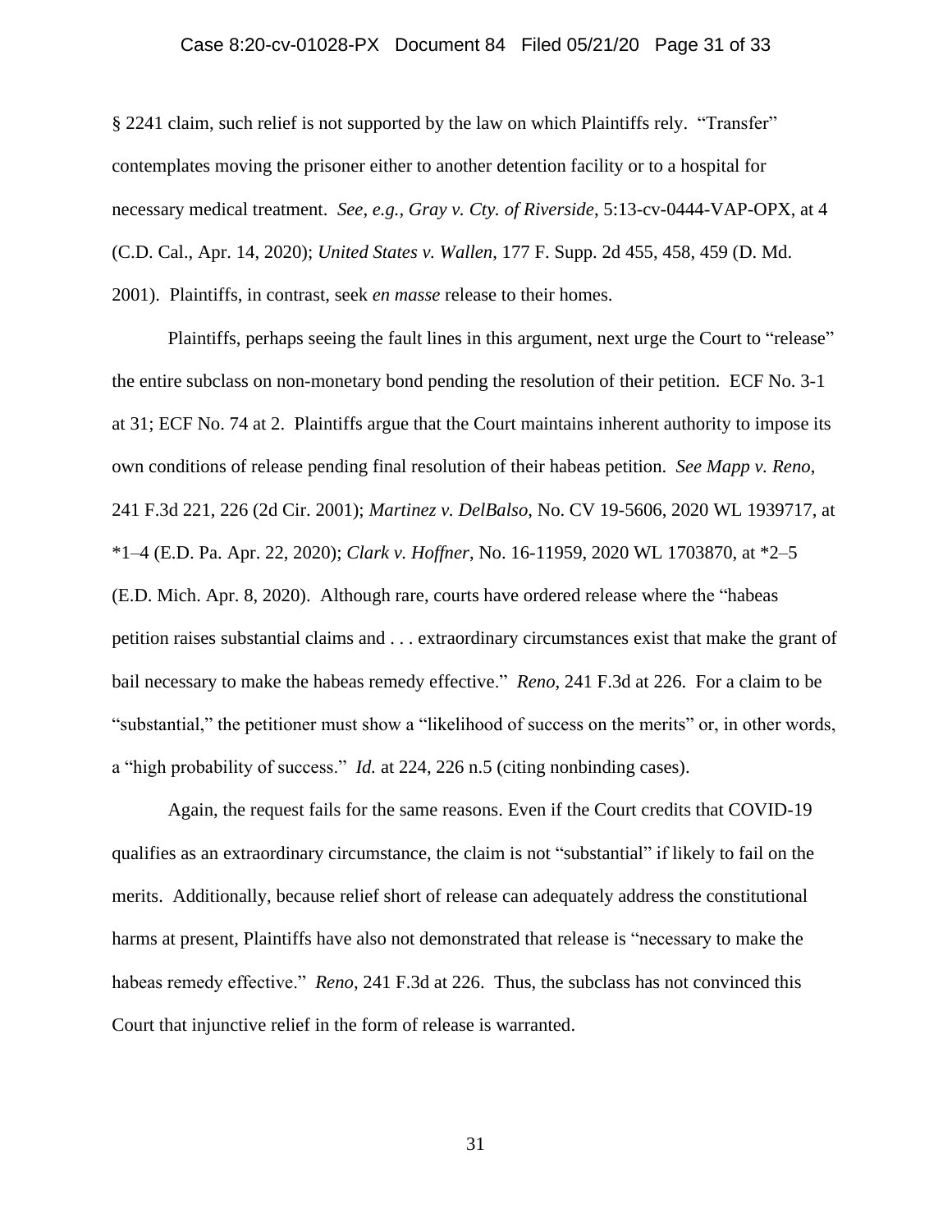§ 2241 claim, such relief is not supported by the law on which Plaintiffs rely. "Transfer" contemplates moving the prisoner either to another detention facility or to a hospital for necessary medical treatment. *See, e.g., Gray v. Cty. of Riverside*, 5:13-cv-0444-VAP-OPX, at 4 (C.D. Cal., Apr. 14, 2020); *United States v. Wallen*, 177 F. Supp. 2d 455, 458, 459 (D. Md. 2001). Plaintiffs, in contrast, seek *en masse* release to their homes.

Plaintiffs, perhaps seeing the fault lines in this argument, next urge the Court to "release" the entire subclass on non-monetary bond pending the resolution of their petition. ECF No. 3-1 at 31; ECF No. 74 at 2. Plaintiffs argue that the Court maintains inherent authority to impose its own conditions of release pending final resolution of their habeas petition. *See Mapp v. Reno*, 241 F.3d 221, 226 (2d Cir. 2001); *Martinez v. DelBalso*, No. CV 19-5606, 2020 WL 1939717, at *1–4 (E.D. Pa. Apr. 22, 2020); *Clark v. Hoffner*, No. 16-11959, 2020 WL 1703870, at *2–5 (E.D. Mich. Apr. 8, 2020). Although rare, courts have ordered release where the "habeas petition raises substantial claims and . . . extraordinary circumstances exist that make the grant of bail necessary to make the habeas remedy effective." *Reno*, 241 F.3d at 226. For a claim to be "substantial," the petitioner must show a "likelihood of success on the merits" or, in other words, a "high probability of success." *Id.* at 224, 226 n.5 (citing nonbinding cases).

Again, the request fails for the same reasons. Even if the Court credits that COVID-19 qualifies as an extraordinary circumstance, the claim is not "substantial" if likely to fail on the merits. Additionally, because relief short of release can adequately address the constitutional harms at present, Plaintiffs have also not demonstrated that release is "necessary to make the habeas remedy effective." *Reno*, 241 F.3d at 226. Thus, the subclass has not convinced this Court that injunctive relief in the form of release is warranted.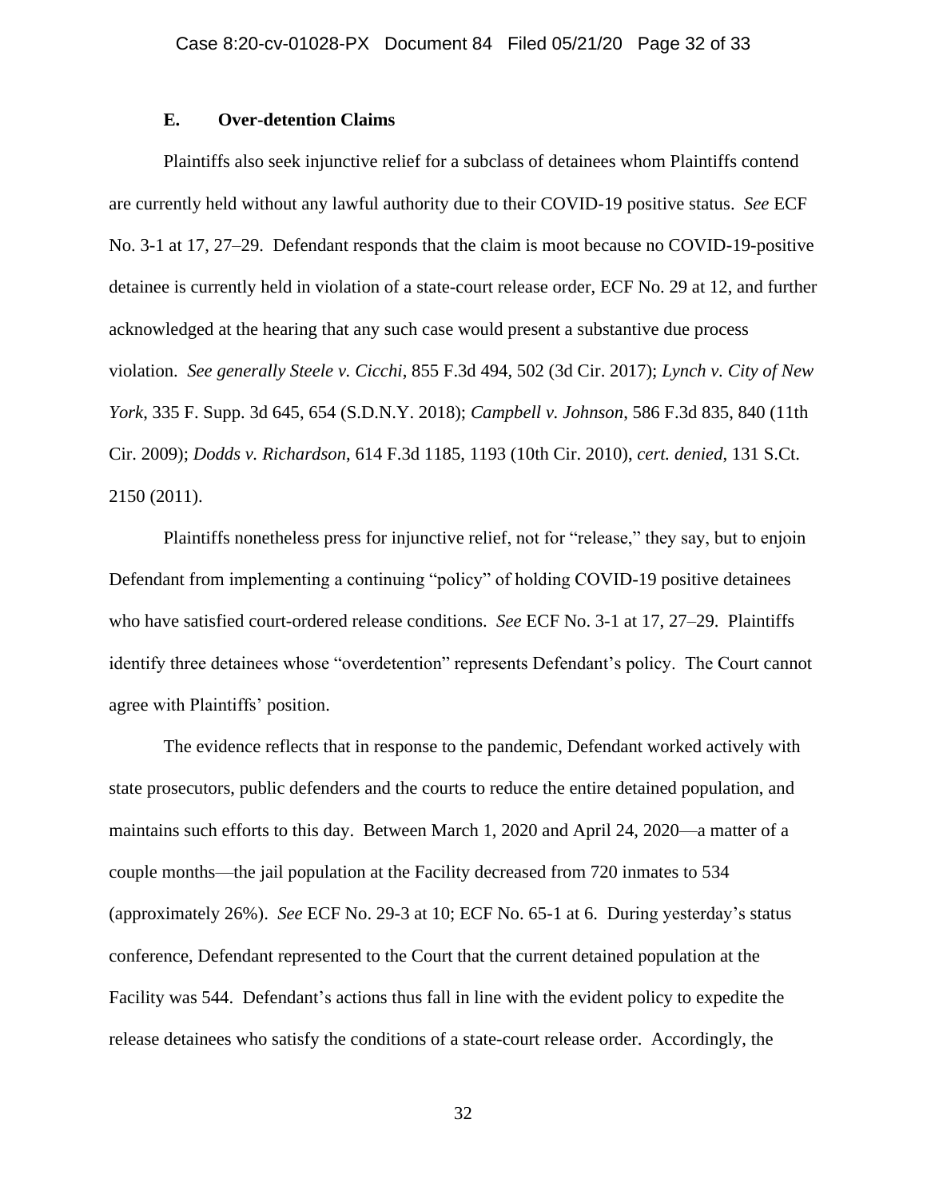### E. Over-detention Claims

Plaintiffs also seek injunctive relief for a subclass of detainees whom Plaintiffs contend are currently held without any lawful authority due to their COVID-19 positive status. *See* ECF No. 3-1 at 17, 27–29. Defendant responds that the claim is moot because no COVID-19-positive detainee is currently held in violation of a state-court release order, ECF No. 29 at 12, and further acknowledged at the hearing that any such case would present a substantive due process violation. *See generally Steele v. Cicchi*, 855 F.3d 494, 502 (3d Cir. 2017); *Lynch v. City of New York*, 335 F. Supp. 3d 645, 654 (S.D.N.Y. 2018); *Campbell v. Johnson*, 586 F.3d 835, 840 (11th Cir. 2009); *Dodds v. Richardson*, 614 F.3d 1185, 1193 (10th Cir. 2010), *cert. denied*, 131 S.Ct. 2150 (2011).

Plaintiffs nonetheless press for injunctive relief, not for "release," they say, but to enjoin Defendant from implementing a continuing "policy" of holding COVID-19 positive detainees who have satisfied court-ordered release conditions. *See* ECF No. 3-1 at 17, 27–29. Plaintiffs identify three detainees whose "overdetention" represents Defendant's policy. The Court cannot agree with Plaintiffs' position.

The evidence reflects that in response to the pandemic, Defendant worked actively with state prosecutors, public defenders and the courts to reduce the entire detained population, and maintains such efforts to this day. Between March 1, 2020 and April 24, 2020—a matter of a couple months—the jail population at the Facility decreased from 720 inmates to 534 (approximately 26%). *See* ECF No. 29-3 at 10; ECF No. 65-1 at 6. During yesterday's status conference, Defendant represented to the Court that the current detained population at the Facility was 544. Defendant's actions thus fall in line with the evident policy to expedite the release detainees who satisfy the conditions of a state-court release order. Accordingly, the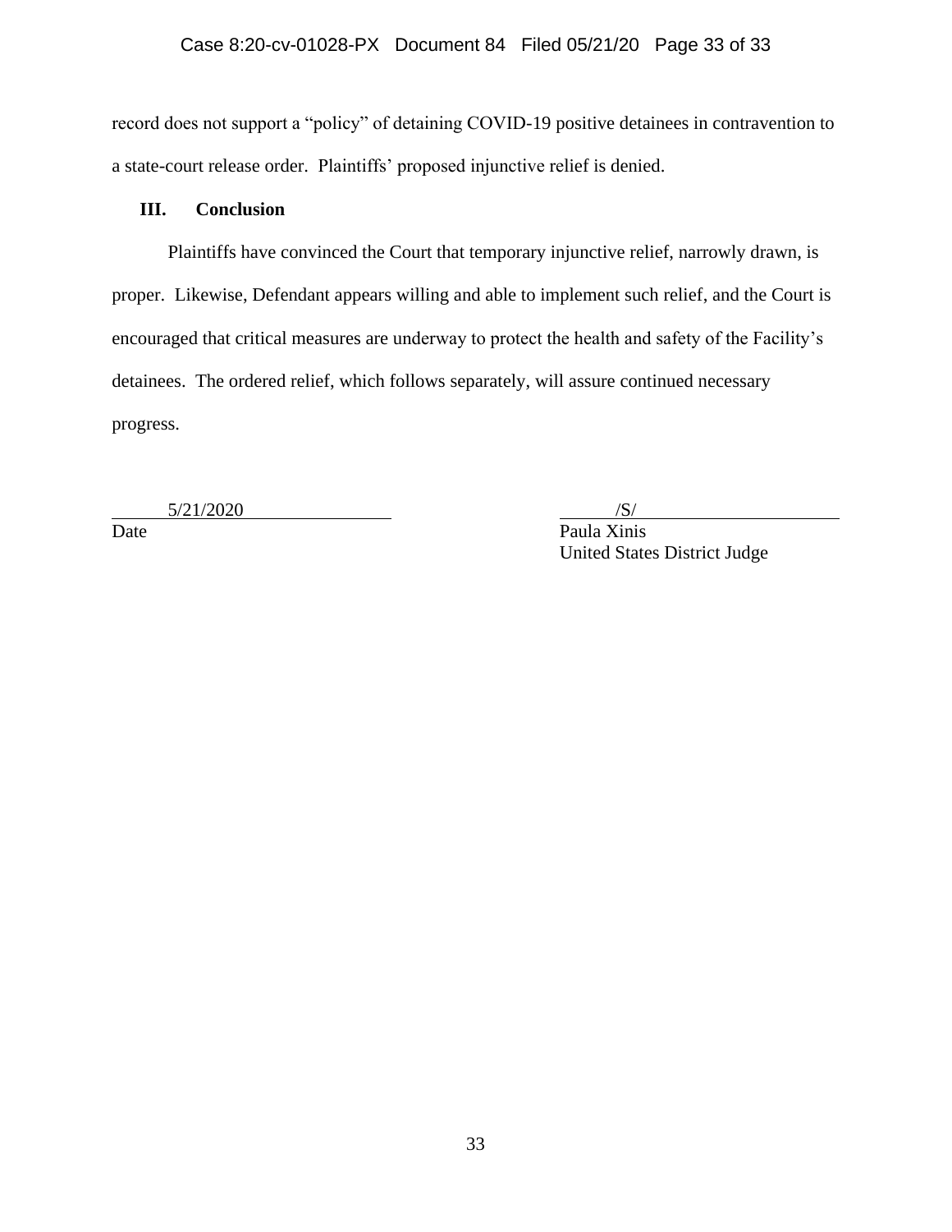record does not support a "policy" of detaining COVID-19 positive detainees in contravention to a state-court release order. Plaintiffs' proposed injunctive relief is denied.

## III. Conclusion

Plaintiffs have convinced the Court that temporary injunctive relief, narrowly drawn, is proper. Likewise, Defendant appears willing and able to implement such relief, and the Court is encouraged that critical measures are underway to protect the health and safety of the Facility's detainees. The ordered relief, which follows separately, will assure continued necessary progress.

5/21/2020
Date

/S/
Paula Xinis
United States District Judge